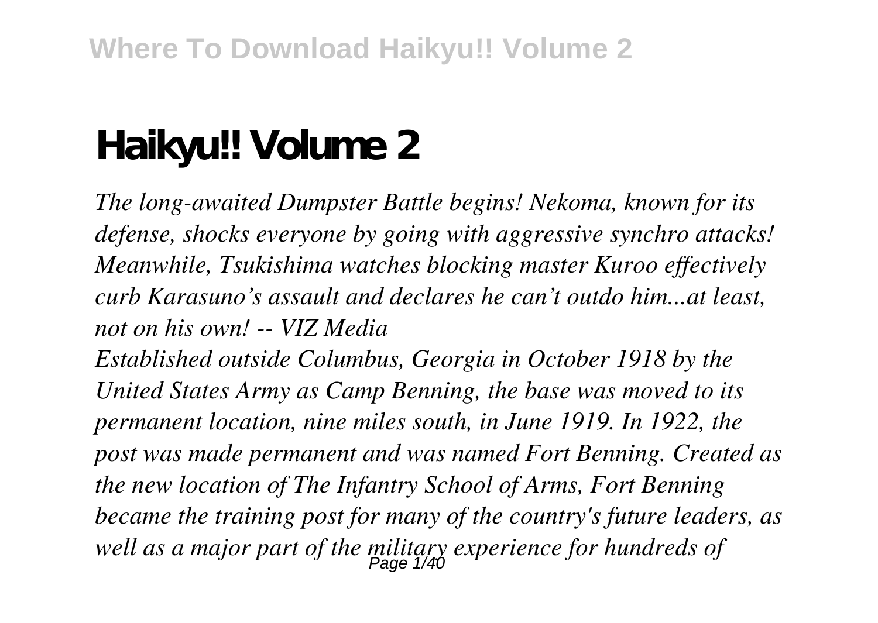# Haikyu!! Volume 2

*The long-awaited Dumpster Battle begins! Nekoma, known for its defense, shocks everyone by going with aggressive synchro attacks! Meanwhile, Tsukishima watches blocking master Kuroo effectively curb Karasuno's assault and declares he can't outdo him...at least, not on his own! -- VIZ Media*

*Established outside Columbus, Georgia in October 1918 by the United States Army as Camp Benning, the base was moved to its permanent location, nine miles south, in June 1919. In 1922, the post was made permanent and was named Fort Benning. Created as the new location of The Infantry School of Arms, Fort Benning became the training post for many of the country's future leaders, as well as a major part of the military experience for hundreds of*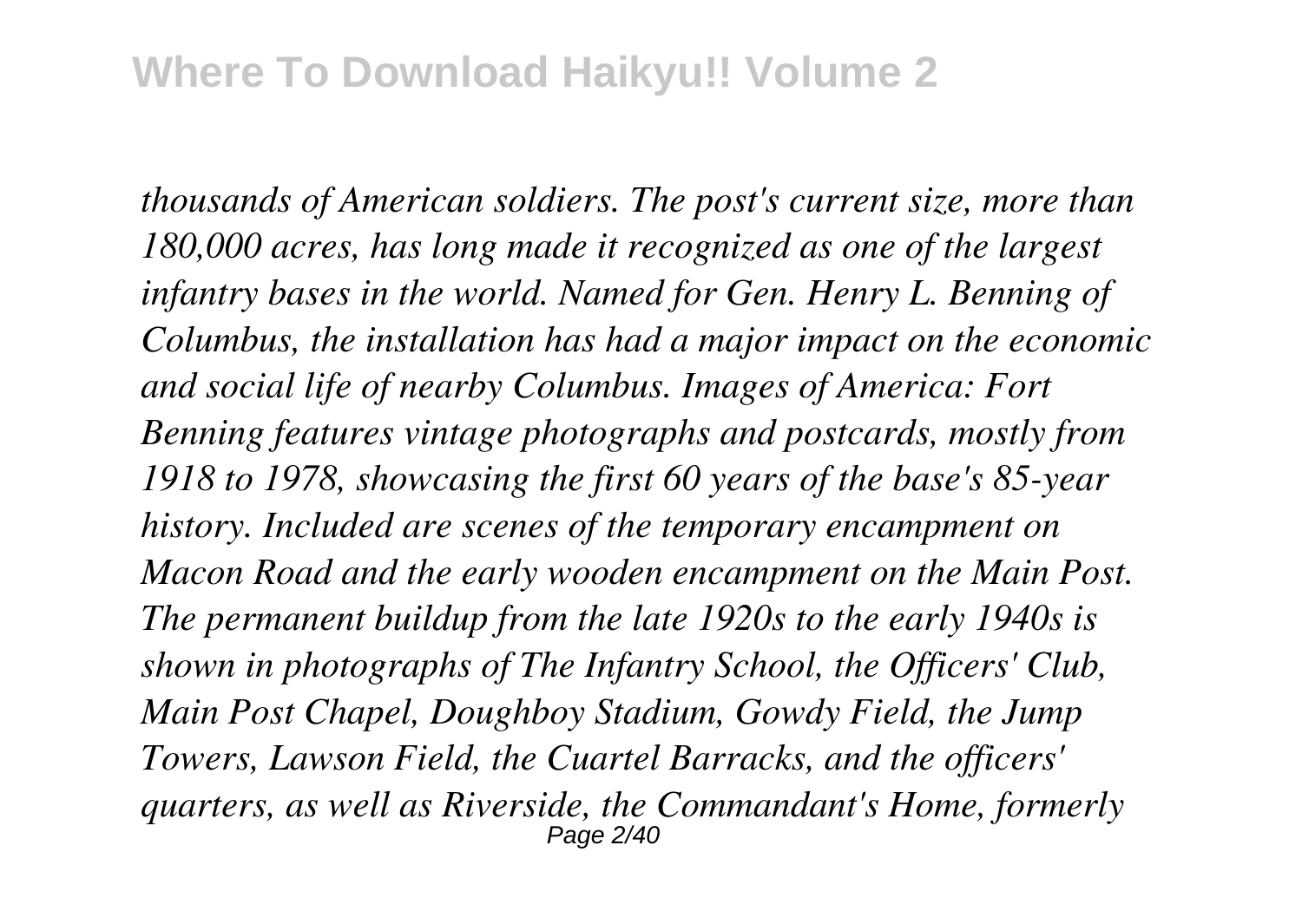*thousands of American soldiers. The post's current size, more than 180,000 acres, has long made it recognized as one of the largest infantry bases in the world. Named for Gen. Henry L. Benning of Columbus, the installation has had a major impact on the economic and social life of nearby Columbus. Images of America: Fort Benning features vintage photographs and postcards, mostly from 1918 to 1978, showcasing the first 60 years of the base's 85-year history. Included are scenes of the temporary encampment on Macon Road and the early wooden encampment on the Main Post. The permanent buildup from the late 1920s to the early 1940s is shown in photographs of The Infantry School, the Officers' Club, Main Post Chapel, Doughboy Stadium, Gowdy Field, the Jump Towers, Lawson Field, the Cuartel Barracks, and the officers' quarters, as well as Riverside, the Commandant's Home, formerly*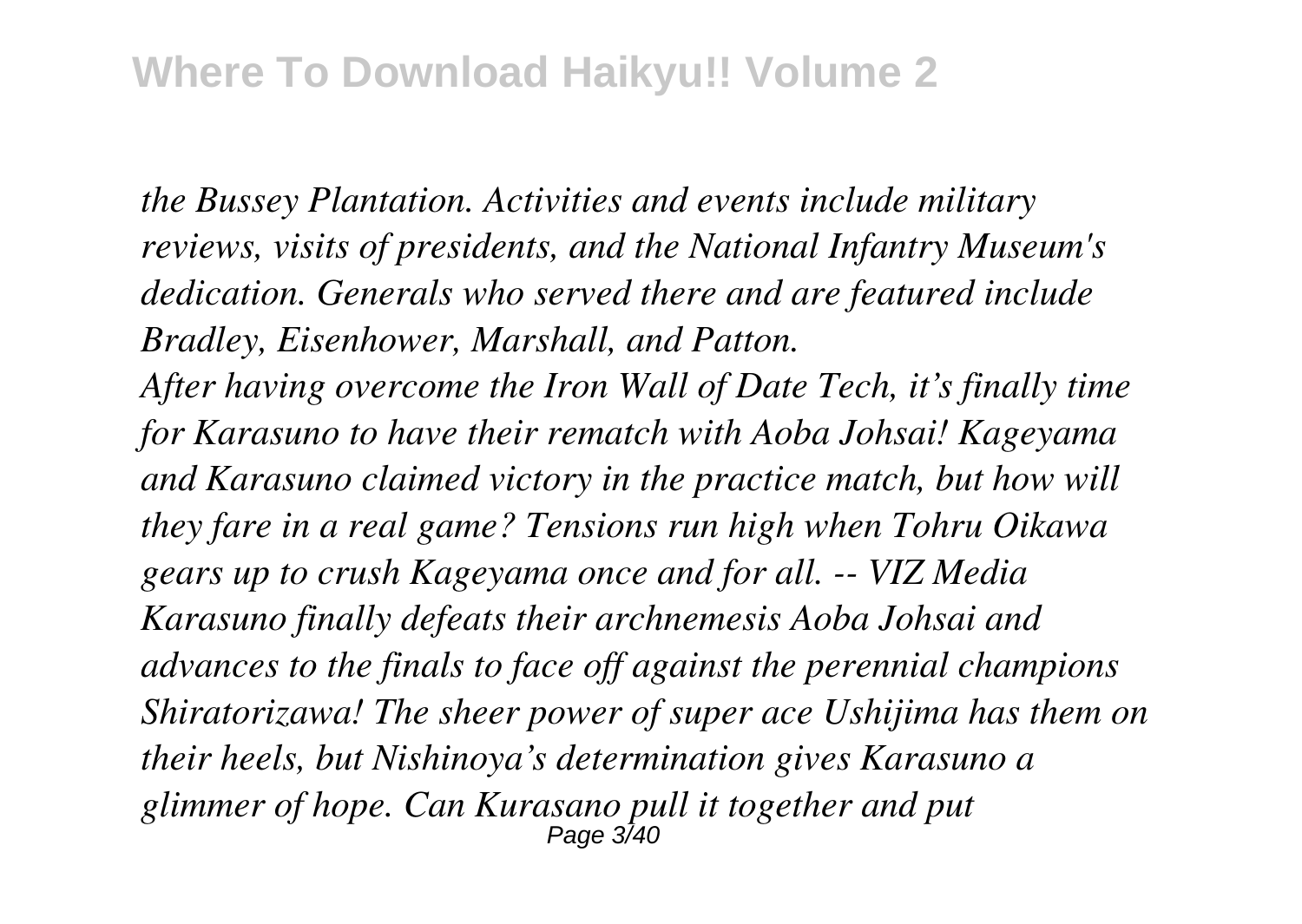*the Bussey Plantation. Activities and events include military reviews, visits of presidents, and the National Infantry Museum's dedication. Generals who served there and are featured include Bradley, Eisenhower, Marshall, and Patton.*

*After having overcome the Iron Wall of Date Tech, it's finally time for Karasuno to have their rematch with Aoba Johsai! Kageyama and Karasuno claimed victory in the practice match, but how will they fare in a real game? Tensions run high when Tohru Oikawa gears up to crush Kageyama once and for all. -- VIZ Media*

*Karasuno finally defeats their archnemesis Aoba Johsai and advances to the finals to face off against the perennial champions Shiratorizawa! The sheer power of super ace Ushijima has them on their heels, but Nishinoya's determination gives Karasuno a glimmer of hope. Can Kurasano pull it together and put*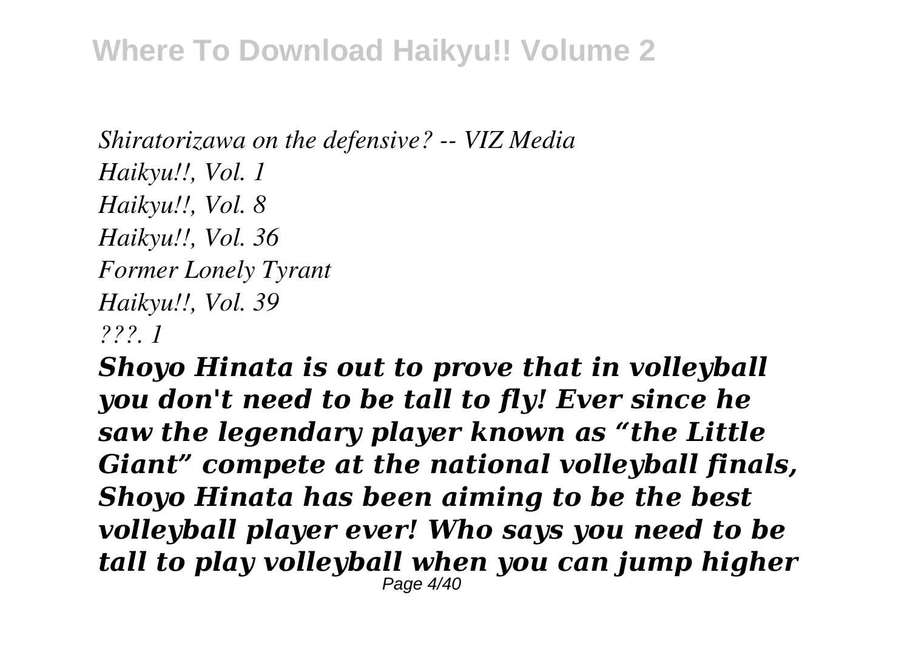*Shiratorizawa on the defensive? -- VIZ Media*
*Haikyu!!, Vol. 1*
*Haikyu!!, Vol. 8*
*Haikyu!!, Vol. 36*
*Former Lonely Tyrant*
*Haikyu!!, Vol. 39*
*???. 1*

***Shoyo Hinata is out to prove that in volleyball you don't need to be tall to fly! Ever since he saw the legendary player known as "the Little Giant" compete at the national volleyball finals, Shoyo Hinata has been aiming to be the best volleyball player ever! Who says you need to be tall to play volleyball when you can jump higher***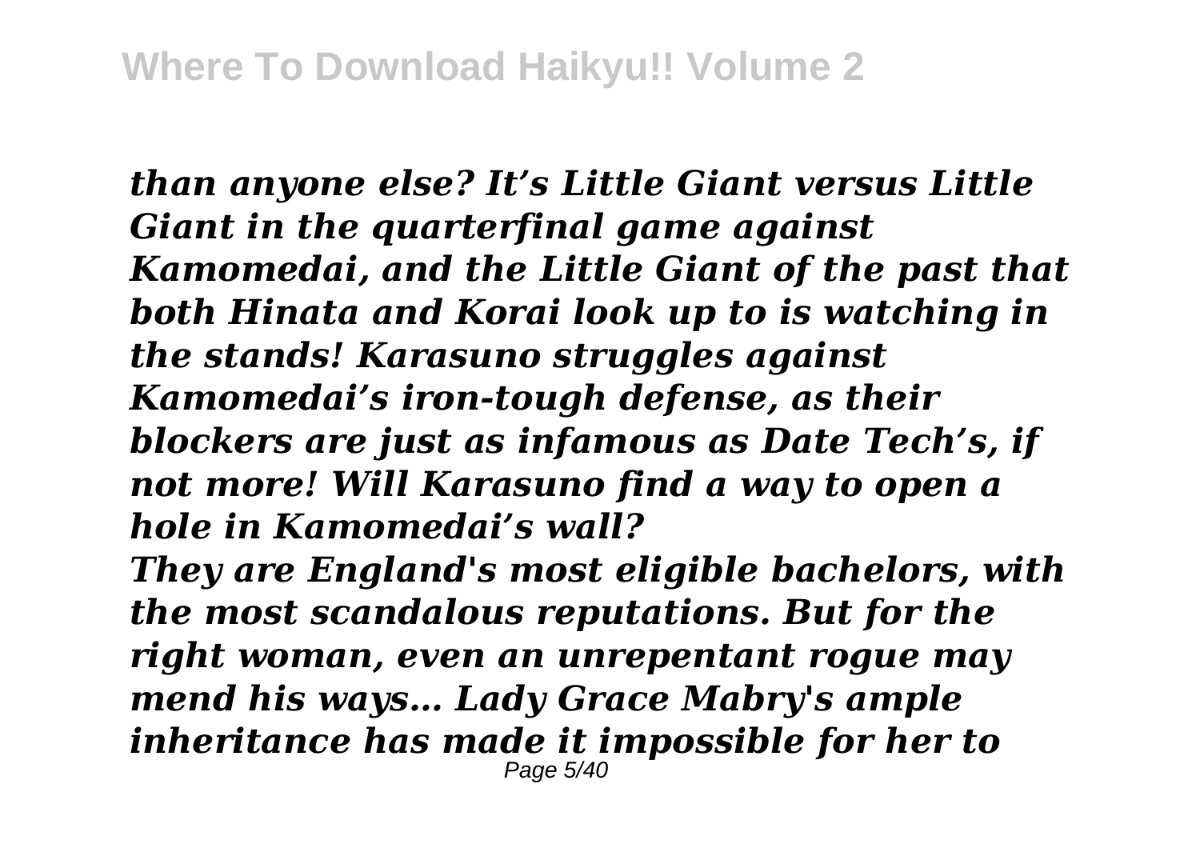*than anyone else? It’s Little Giant versus Little Giant in the quarterfinal game against Kamomedai, and the Little Giant of the past that both Hinata and Korai look up to is watching in the stands! Karasuno struggles against Kamomedai’s iron-tough defense, as their blockers are just as infamous as Date Tech’s, if not more! Will Karasuno find a way to open a hole in Kamomedai’s wall?*

*They are England's most eligible bachelors, with the most scandalous reputations. But for the right woman, even an unrepentant rogue may mend his ways… Lady Grace Mabry's ample inheritance has made it impossible for her to*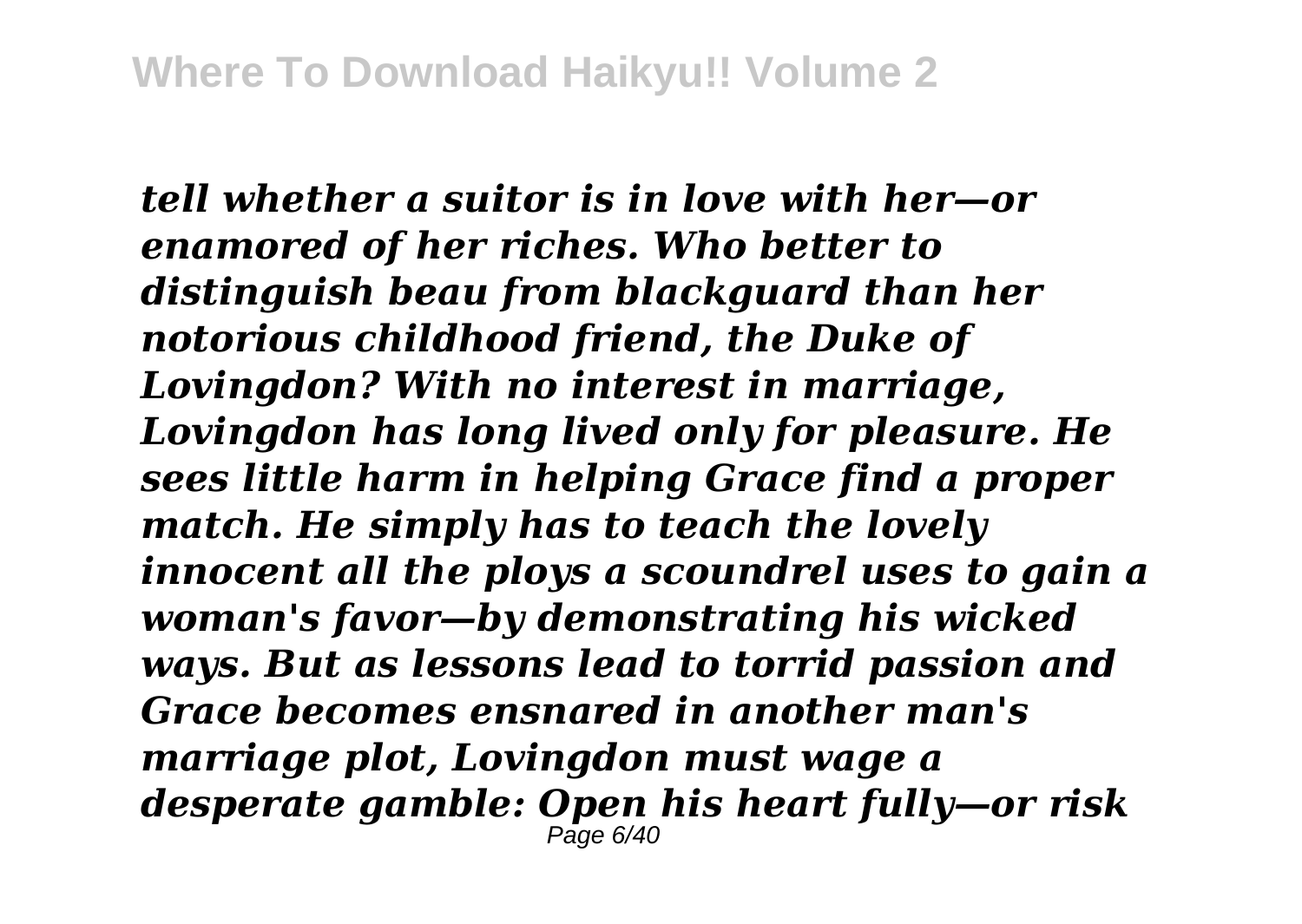*tell whether a suitor is in love with her—or enamored of her riches. Who better to distinguish beau from blackguard than her notorious childhood friend, the Duke of Lovingdon? With no interest in marriage, Lovingdon has long lived only for pleasure. He sees little harm in helping Grace find a proper match. He simply has to teach the lovely innocent all the ploys a scoundrel uses to gain a woman's favor—by demonstrating his wicked ways. But as lessons lead to torrid passion and Grace becomes ensnared in another man's marriage plot, Lovingdon must wage a desperate gamble: Open his heart fully—or risk*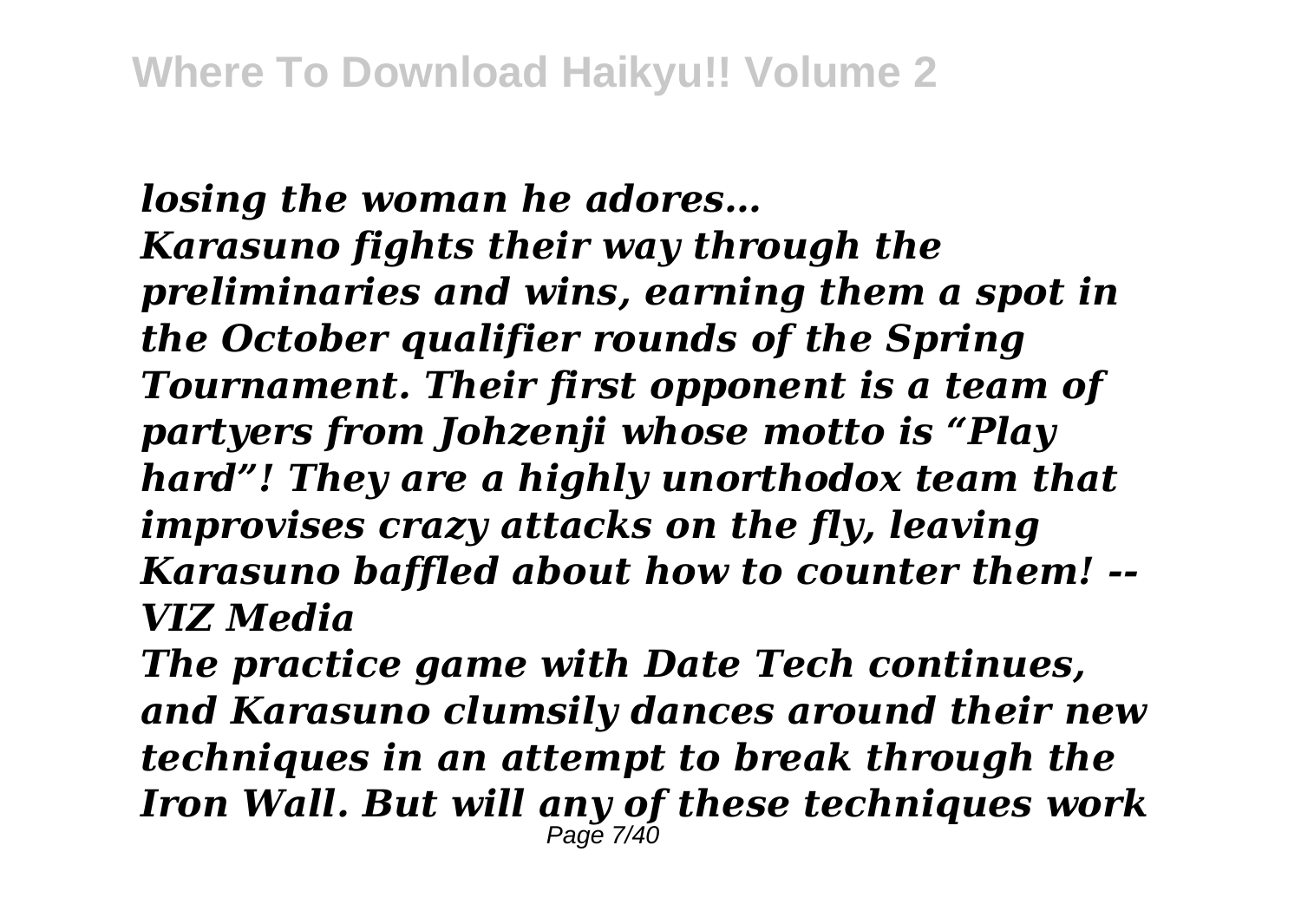*losing the woman he adores…*
*Karasuno fights their way through the preliminaries and wins, earning them a spot in the October qualifier rounds of the Spring Tournament. Their first opponent is a team of partyers from Johzenji whose motto is "Play hard"! They are a highly unorthodox team that improvises crazy attacks on the fly, leaving Karasuno baffled about how to counter them! -- VIZ Media*

*The practice game with Date Tech continues, and Karasuno clumsily dances around their new techniques in an attempt to break through the Iron Wall. But will any of these techniques work*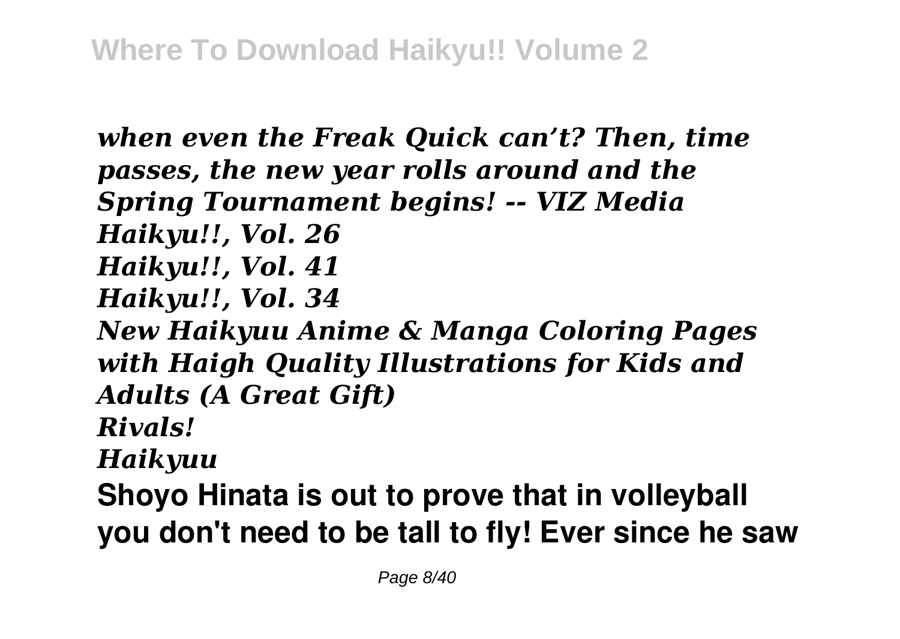*when even the Freak Quick can't? Then, time passes, the new year rolls around and the Spring Tournament begins! -- VIZ Media*

*Haikyu!!, Vol. 26*

*Haikyu!!, Vol. 41*

*Haikyu!!, Vol. 34*

*New Haikyuu Anime & Manga Coloring Pages with Haigh Quality Illustrations for Kids and Adults (A Great Gift)*

*Rivals!*

*Haikyuu*

**Shoyo Hinata is out to prove that in volleyball you don't need to be tall to fly! Ever since he saw**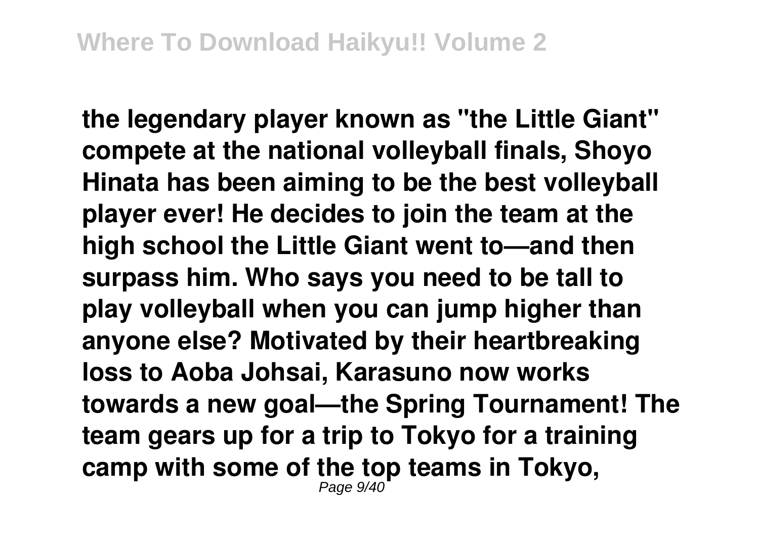**the legendary player known as "the Little Giant" compete at the national volleyball finals, Shoyo Hinata has been aiming to be the best volleyball player ever! He decides to join the team at the high school the Little Giant went to—and then surpass him. Who says you need to be tall to play volleyball when you can jump higher than anyone else? Motivated by their heartbreaking loss to Aoba Johsai, Karasuno now works towards a new goal—the Spring Tournament! The team gears up for a trip to Tokyo for a training camp with some of the top teams in Tokyo,**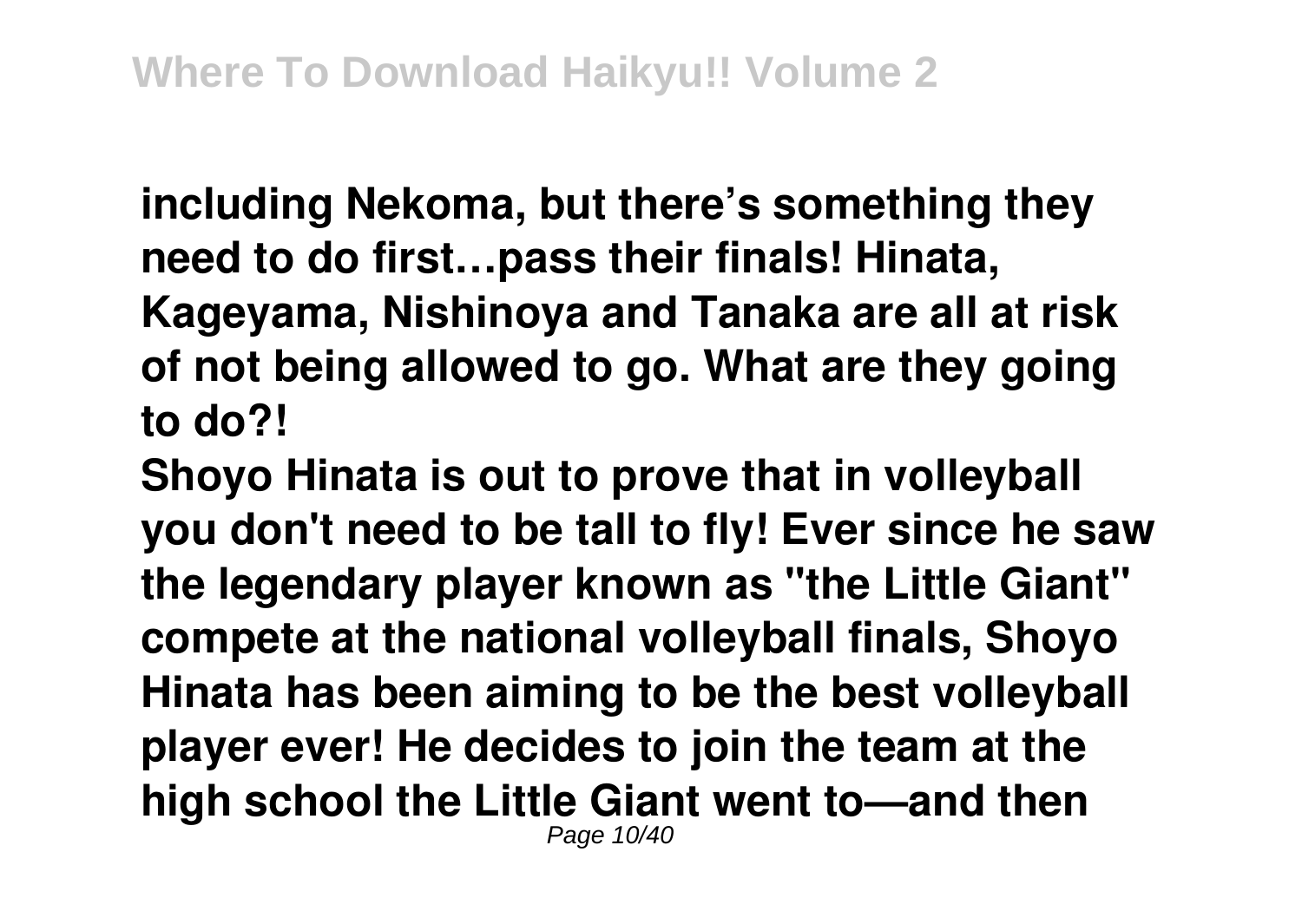**including Nekoma, but there's something they need to do first…pass their finals! Hinata, Kageyama, Nishinoya and Tanaka are all at risk of not being allowed to go. What are they going to do?!**

**Shoyo Hinata is out to prove that in volleyball you don't need to be tall to fly! Ever since he saw the legendary player known as "the Little Giant" compete at the national volleyball finals, Shoyo Hinata has been aiming to be the best volleyball player ever! He decides to join the team at the high school the Little Giant went to—and then**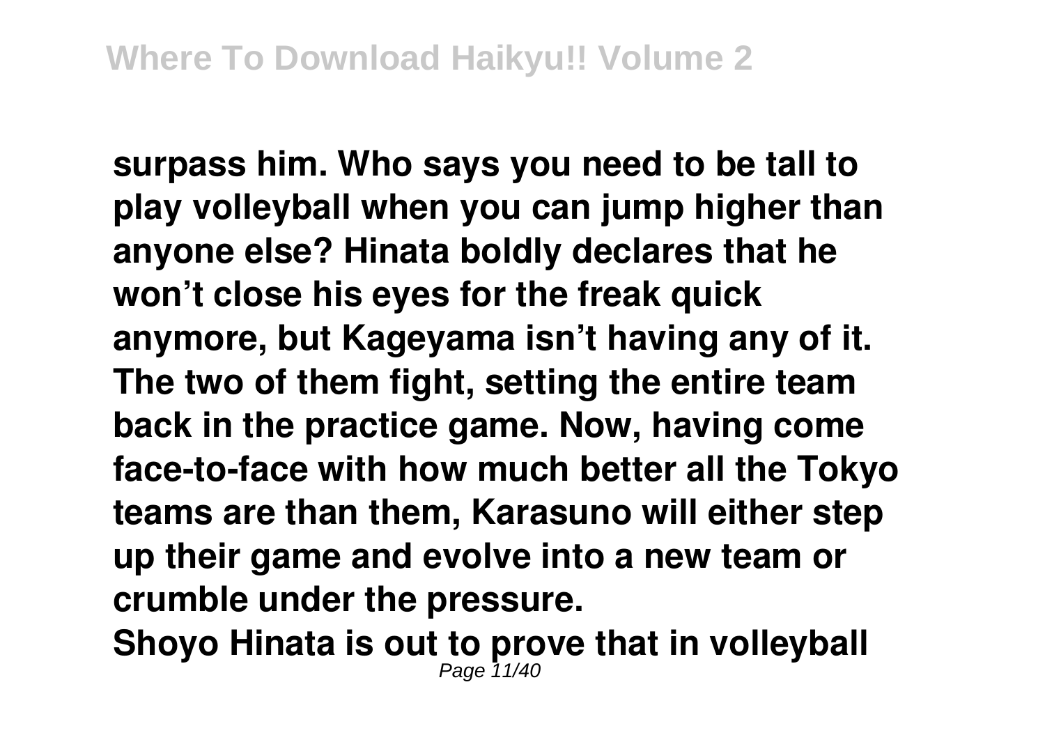**surpass him. Who says you need to be tall to play volleyball when you can jump higher than anyone else? Hinata boldly declares that he won't close his eyes for the freak quick anymore, but Kageyama isn't having any of it. The two of them fight, setting the entire team back in the practice game. Now, having come face-to-face with how much better all the Tokyo teams are than them, Karasuno will either step up their game and evolve into a new team or crumble under the pressure.**

**Shoyo Hinata is out to prove that in volleyball**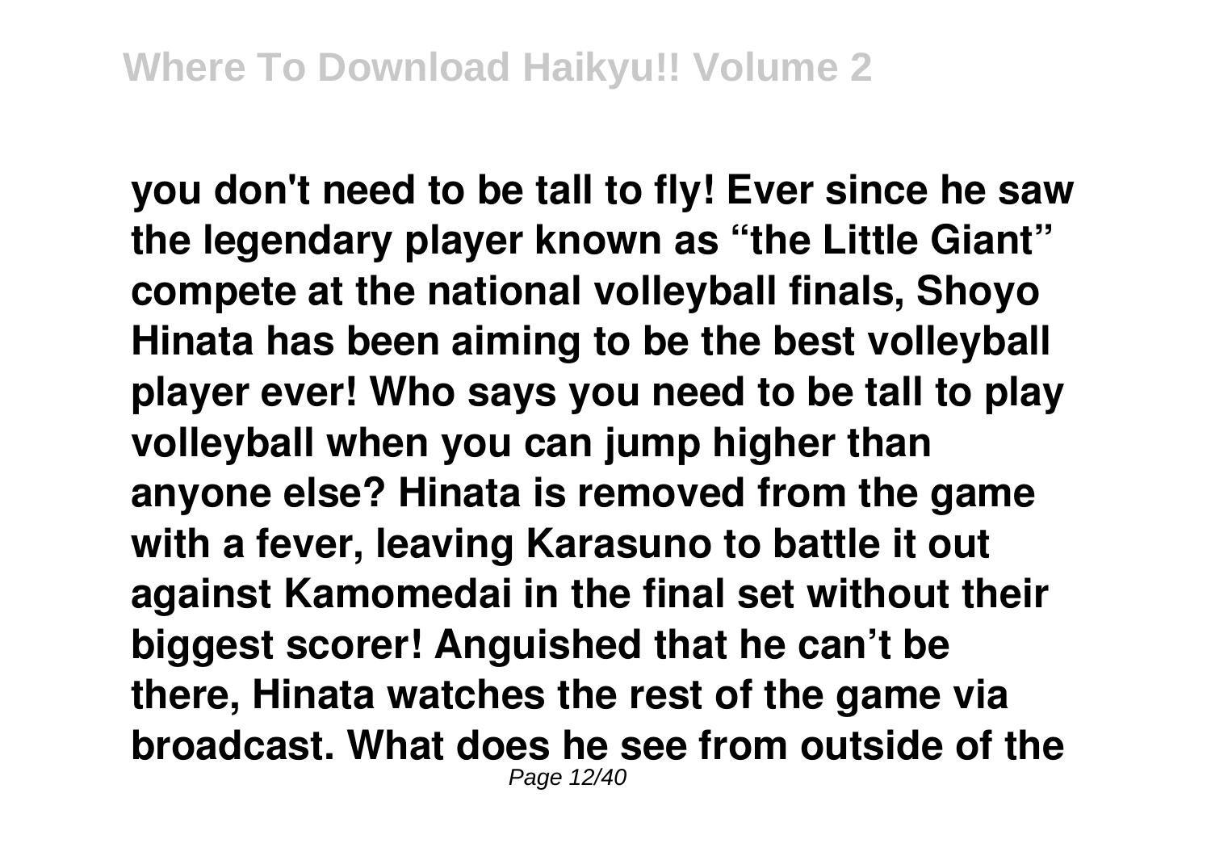**you don't need to be tall to fly! Ever since he saw the legendary player known as "the Little Giant" compete at the national volleyball finals, Shoyo Hinata has been aiming to be the best volleyball player ever! Who says you need to be tall to play volleyball when you can jump higher than anyone else? Hinata is removed from the game with a fever, leaving Karasuno to battle it out against Kamomedai in the final set without their biggest scorer! Anguished that he can't be there, Hinata watches the rest of the game via broadcast. What does he see from outside of the**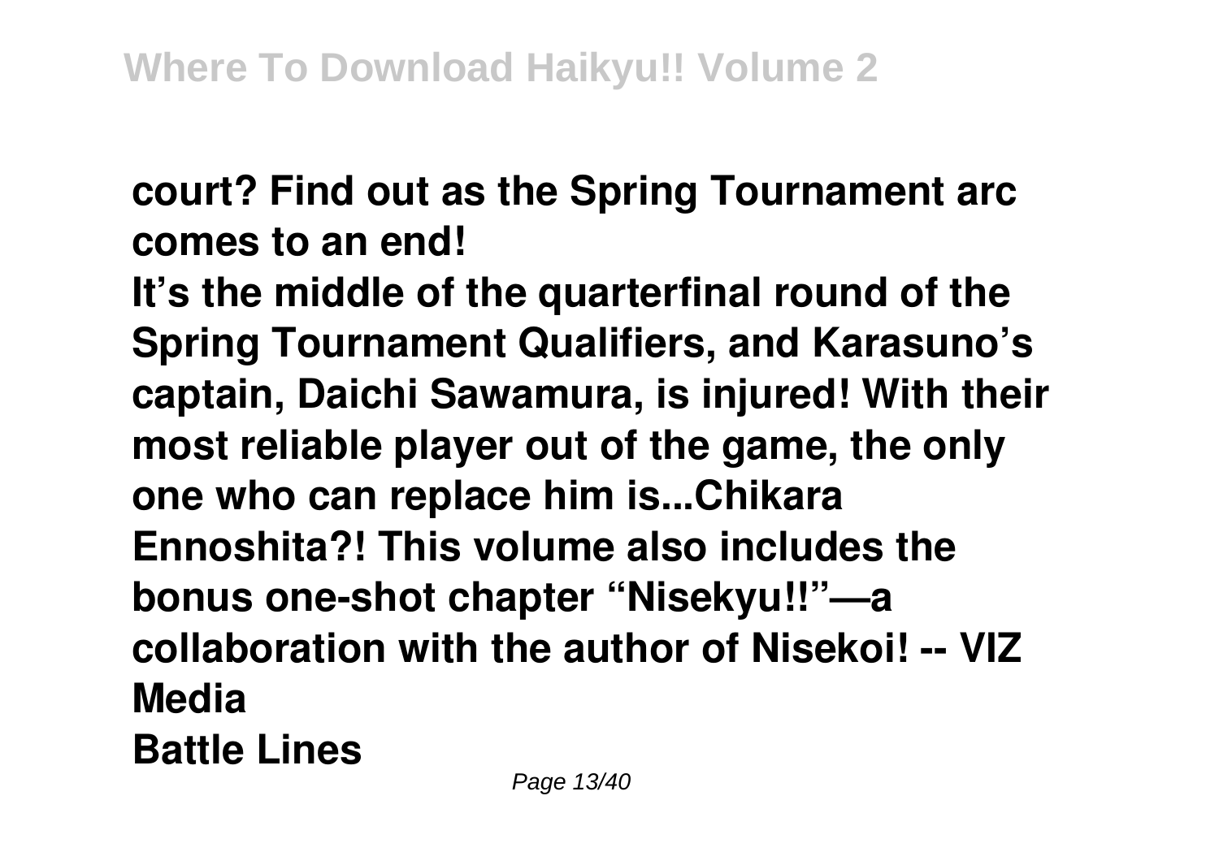**court? Find out as the Spring Tournament arc comes to an end!**

**It's the middle of the quarterfinal round of the Spring Tournament Qualifiers, and Karasuno's captain, Daichi Sawamura, is injured! With their most reliable player out of the game, the only one who can replace him is...Chikara Ennoshita?! This volume also includes the bonus one-shot chapter "Nisekyu!!"—a collaboration with the author of Nisekoi! -- VIZ Media**

**Battle Lines**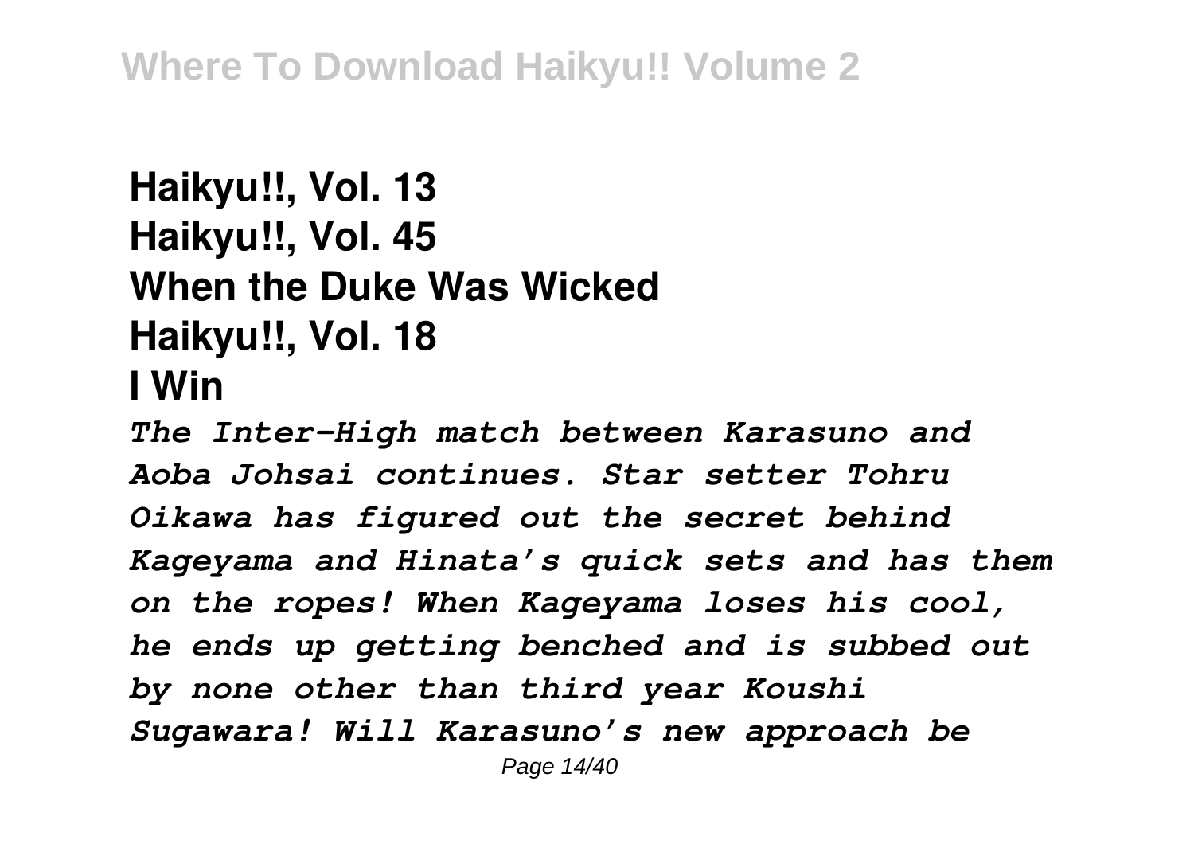**Haikyu!!, Vol. 13**
**Haikyu!!, Vol. 45**
**When the Duke Was Wicked**
**Haikyu!!, Vol. 18**
**I Win**

*The Inter-High match between Karasuno and Aoba Johsai continues. Star setter Tohru Oikawa has figured out the secret behind Kageyama and Hinata's quick sets and has them on the ropes! When Kageyama loses his cool, he ends up getting benched and is subbed out by none other than third year Koushi Sugawara! Will Karasuno's new approach be*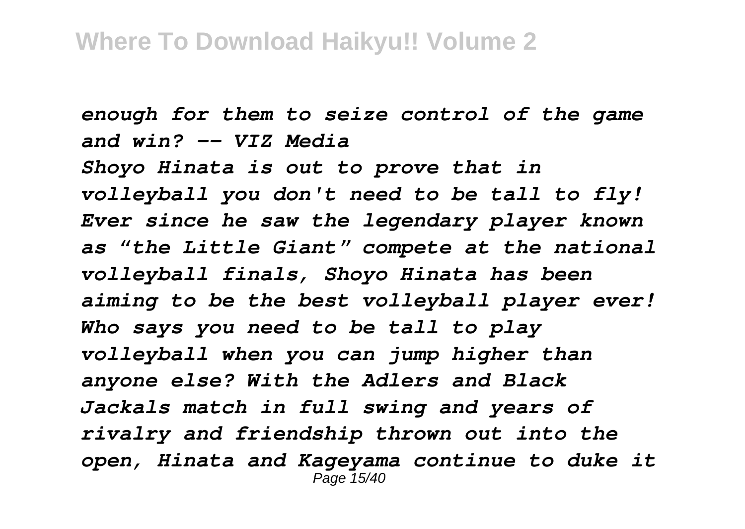*enough for them to seize control of the game and win? -- VIZ Media*

*Shoyo Hinata is out to prove that in volleyball you don't need to be tall to fly! Ever since he saw the legendary player known as "the Little Giant" compete at the national volleyball finals, Shoyo Hinata has been aiming to be the best volleyball player ever! Who says you need to be tall to play volleyball when you can jump higher than anyone else? With the Adlers and Black Jackals match in full swing and years of rivalry and friendship thrown out into the open, Hinata and Kageyama continue to duke it*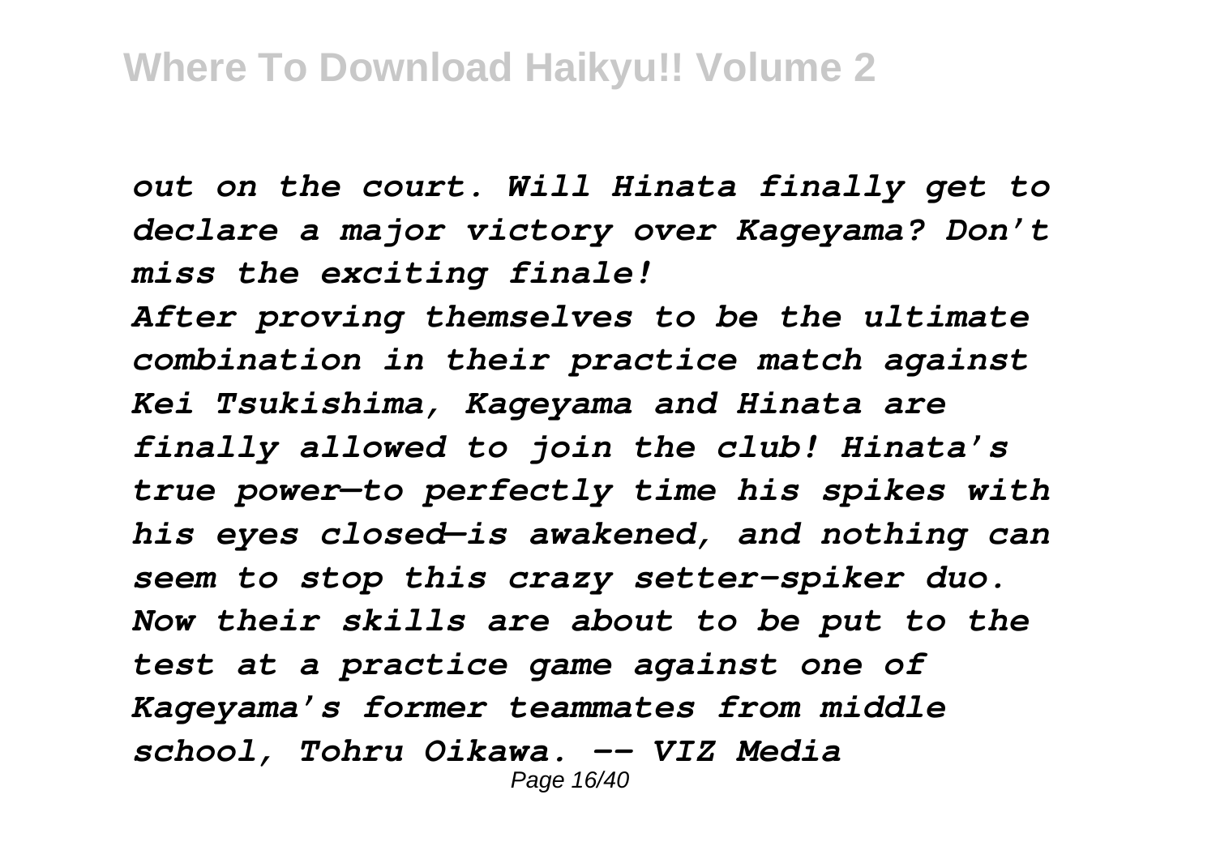*out on the court. Will Hinata finally get to declare a major victory over Kageyama? Don't miss the exciting finale!*

*After proving themselves to be the ultimate combination in their practice match against Kei Tsukishima, Kageyama and Hinata are finally allowed to join the club! Hinata's true power—to perfectly time his spikes with his eyes closed—is awakened, and nothing can seem to stop this crazy setter-spiker duo. Now their skills are about to be put to the test at a practice game against one of Kageyama's former teammates from middle school, Tohru Oikawa. -- VIZ Media*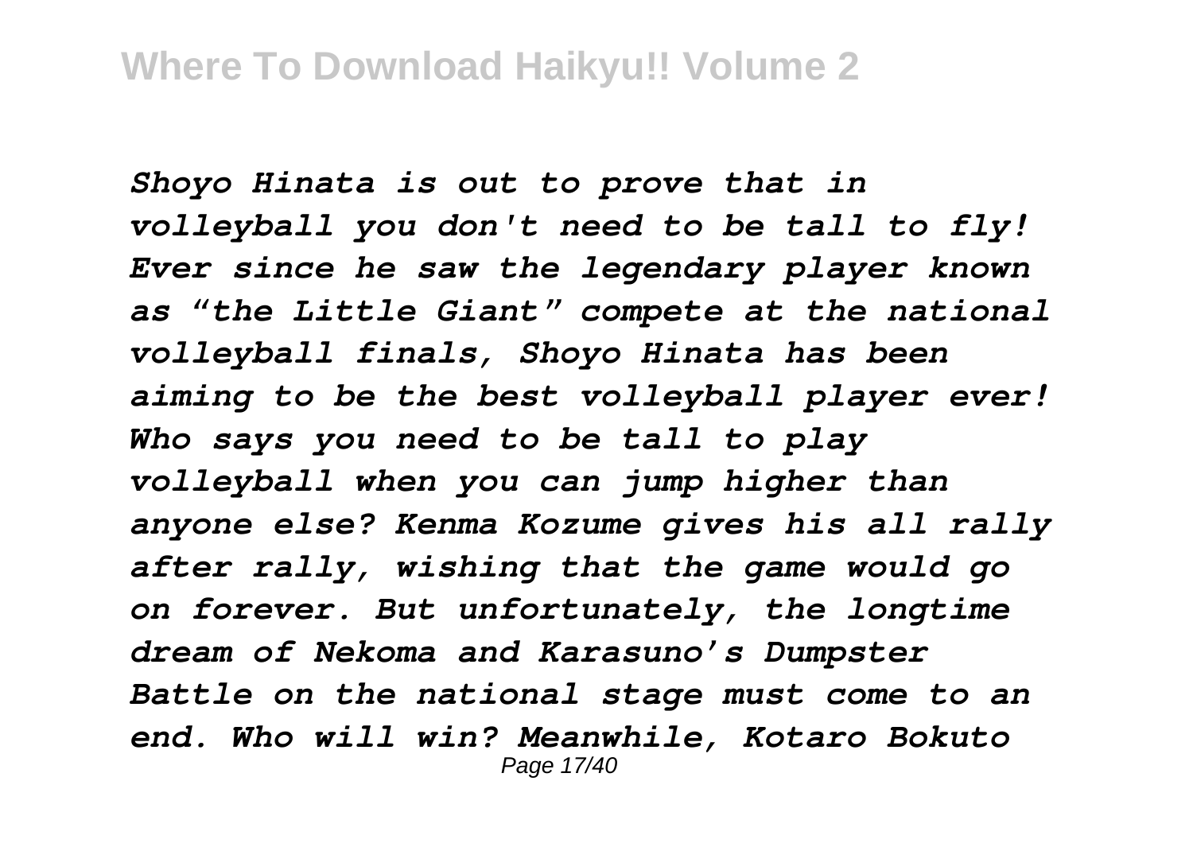*Shoyo Hinata is out to prove that in volleyball you don't need to be tall to fly! Ever since he saw the legendary player known as "the Little Giant" compete at the national volleyball finals, Shoyo Hinata has been aiming to be the best volleyball player ever! Who says you need to be tall to play volleyball when you can jump higher than anyone else? Kenma Kozume gives his all rally after rally, wishing that the game would go on forever. But unfortunately, the longtime dream of Nekoma and Karasuno's Dumpster Battle on the national stage must come to an end. Who will win? Meanwhile, Kotaro Bokuto*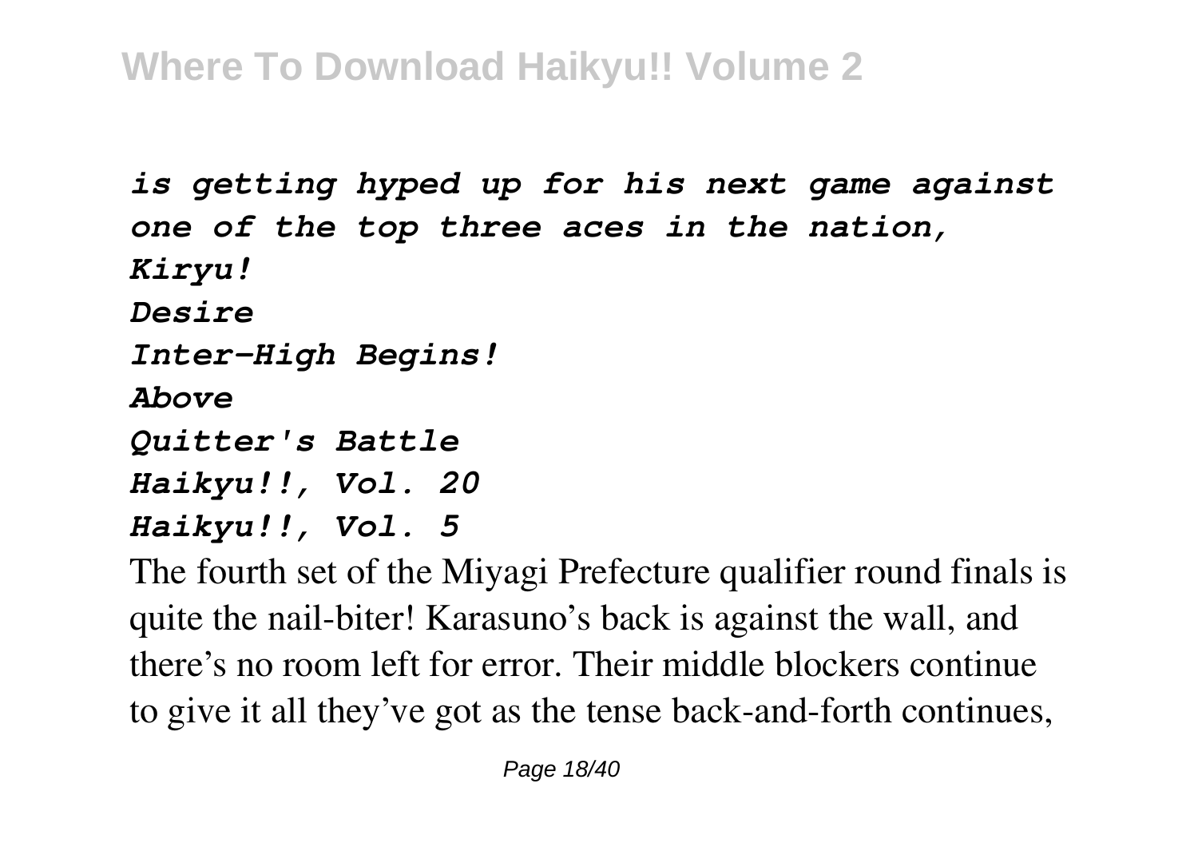*is getting hyped up for his next game against one of the top three aces in the nation, Kiryu!*

*Desire*

*Inter-High Begins!*

*Above*

*Quitter's Battle*

*Haikyu!!, Vol. 20*

*Haikyu!!, Vol. 5*

The fourth set of the Miyagi Prefecture qualifier round finals is quite the nail-biter! Karasuno's back is against the wall, and there's no room left for error. Their middle blockers continue to give it all they've got as the tense back-and-forth continues,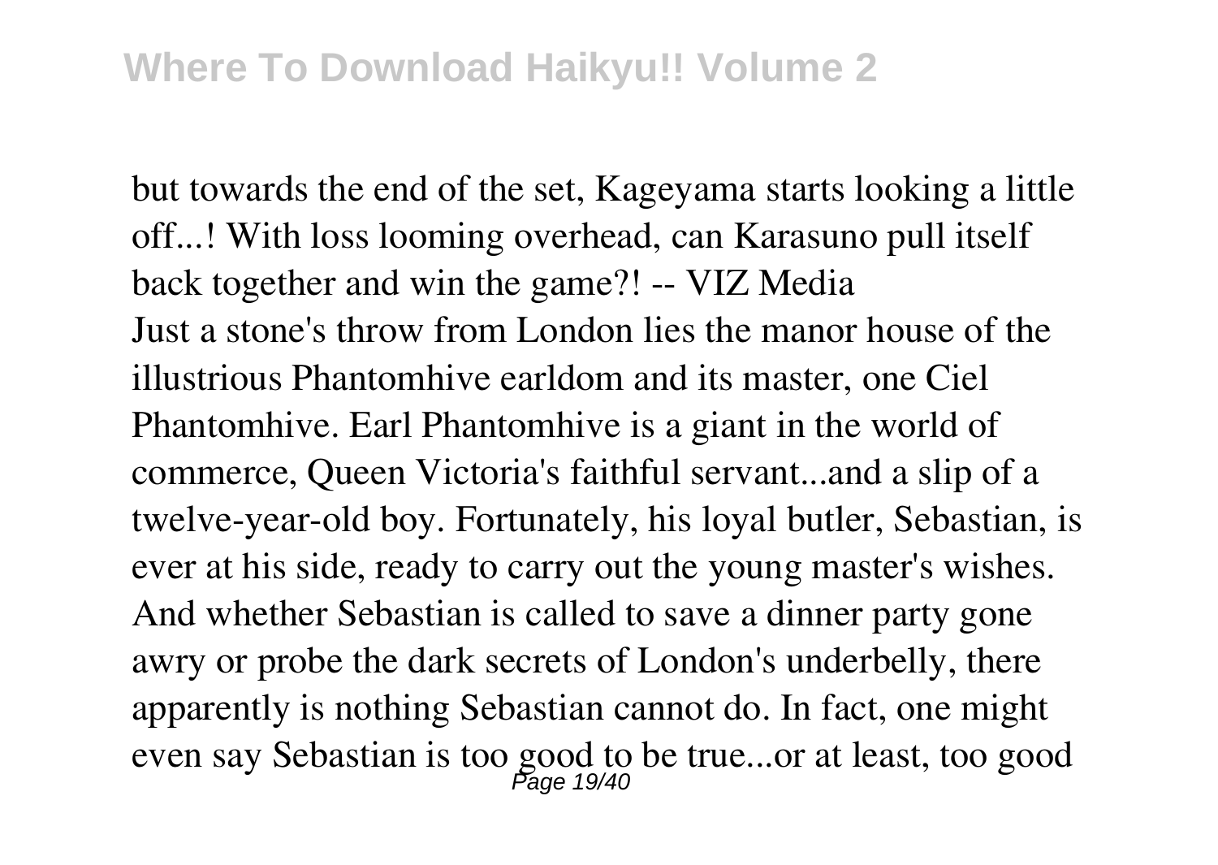but towards the end of the set, Kageyama starts looking a little off...! With loss looming overhead, can Karasuno pull itself back together and win the game?! -- VIZ Media

Just a stone's throw from London lies the manor house of the illustrious Phantomhive earldom and its master, one Ciel Phantomhive. Earl Phantomhive is a giant in the world of commerce, Queen Victoria's faithful servant...and a slip of a twelve-year-old boy. Fortunately, his loyal butler, Sebastian, is ever at his side, ready to carry out the young master's wishes. And whether Sebastian is called to save a dinner party gone awry or probe the dark secrets of London's underbelly, there apparently is nothing Sebastian cannot do. In fact, one might even say Sebastian is too good to be true...or at least, too good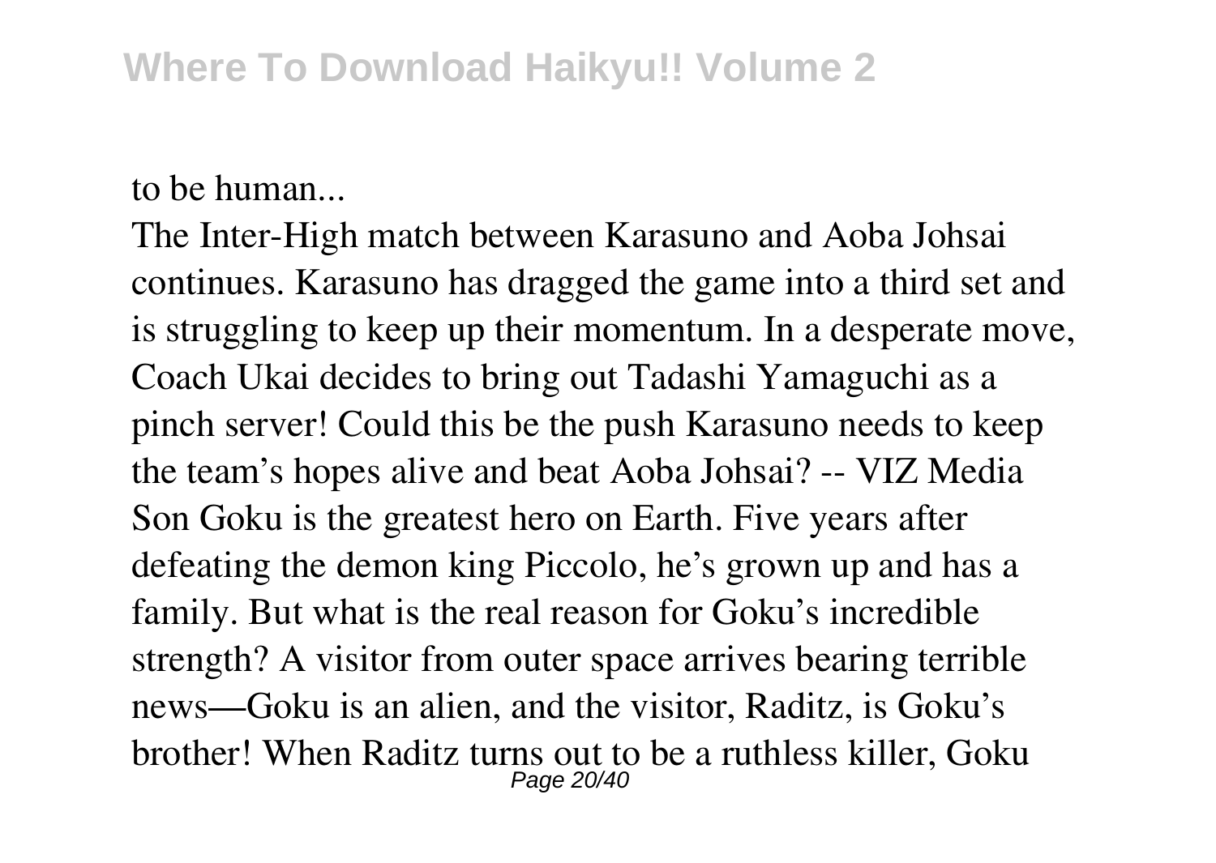to be human...

The Inter-High match between Karasuno and Aoba Johsai continues. Karasuno has dragged the game into a third set and is struggling to keep up their momentum. In a desperate move, Coach Ukai decides to bring out Tadashi Yamaguchi as a pinch server! Could this be the push Karasuno needs to keep the team's hopes alive and beat Aoba Johsai? -- VIZ Media

Son Goku is the greatest hero on Earth. Five years after defeating the demon king Piccolo, he's grown up and has a family. But what is the real reason for Goku's incredible strength? A visitor from outer space arrives bearing terrible news—Goku is an alien, and the visitor, Raditz, is Goku's brother! When Raditz turns out to be a ruthless killer, Goku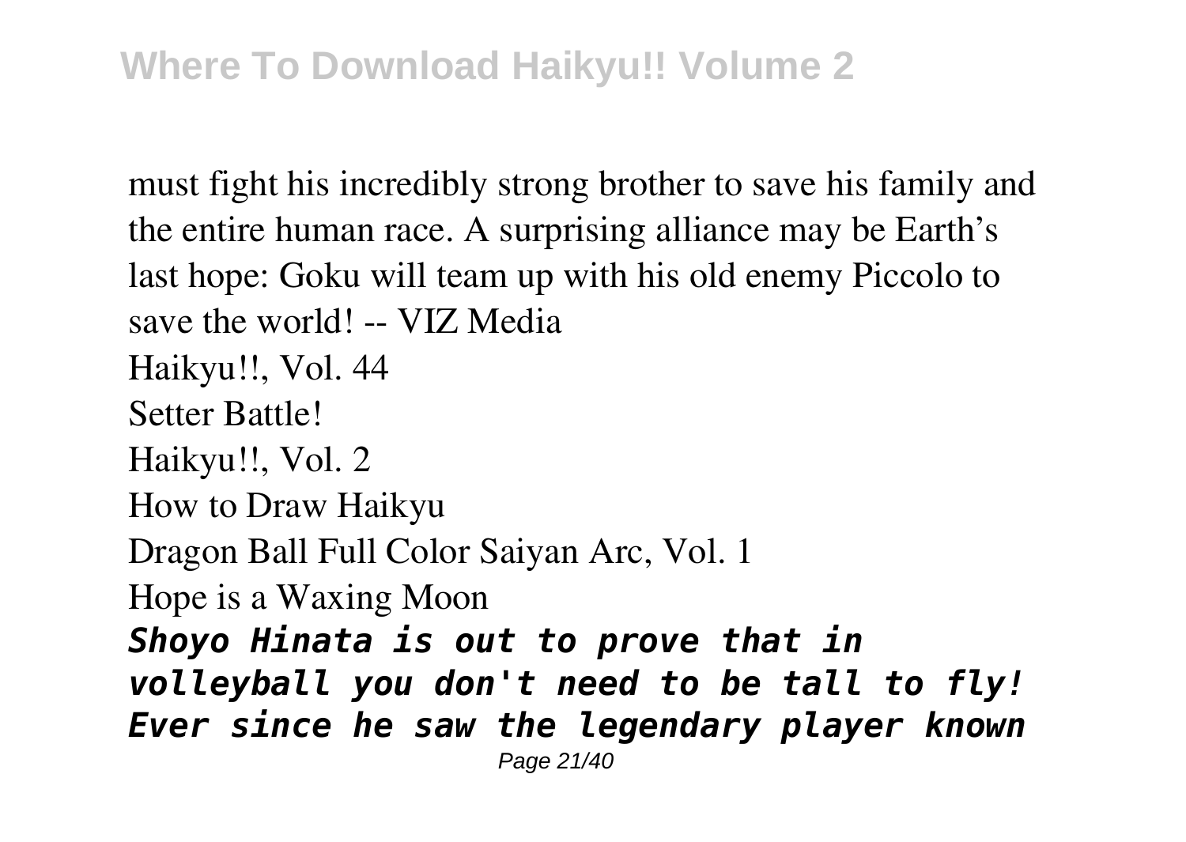must fight his incredibly strong brother to save his family and the entire human race. A surprising alliance may be Earth's last hope: Goku will team up with his old enemy Piccolo to save the world! -- VIZ Media

Haikyu!!, Vol. 44

Setter Battle!

Haikyu!!, Vol. 2

How to Draw Haikyu

Dragon Ball Full Color Saiyan Arc, Vol. 1

Hope is a Waxing Moon

***Shoyo Hinata is out to prove that in volleyball you don't need to be tall to fly! Ever since he saw the legendary player known***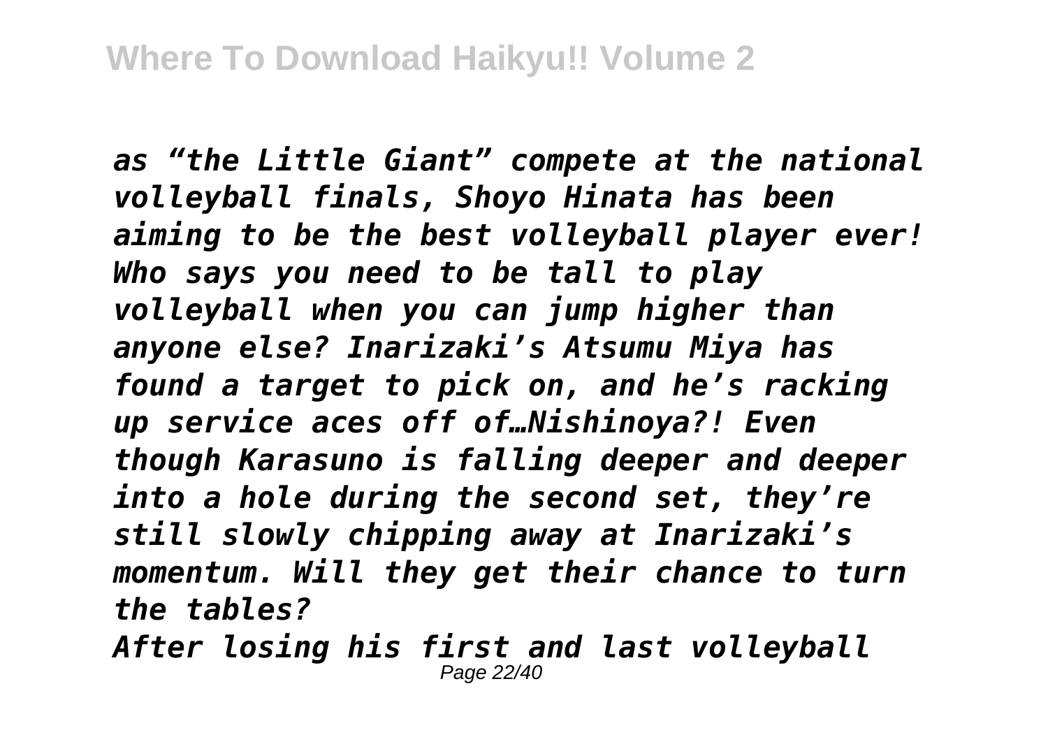*as "the Little Giant" compete at the national volleyball finals, Shoyo Hinata has been aiming to be the best volleyball player ever! Who says you need to be tall to play volleyball when you can jump higher than anyone else? Inarizaki's Atsumu Miya has found a target to pick on, and he's racking up service aces off of…Nishinoya?! Even though Karasuno is falling deeper and deeper into a hole during the second set, they're still slowly chipping away at Inarizaki's momentum. Will they get their chance to turn the tables?*

*After losing his first and last volleyball*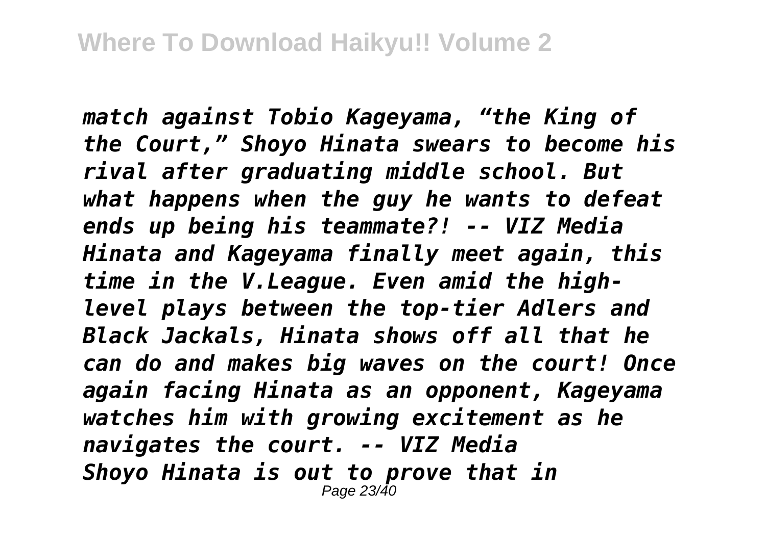*match against Tobio Kageyama, "the King of the Court," Shoyo Hinata swears to become his rival after graduating middle school. But what happens when the guy he wants to defeat ends up being his teammate?! -- VIZ Media*
*Hinata and Kageyama finally meet again, this time in the V.League. Even amid the high-level plays between the top-tier Adlers and Black Jackals, Hinata shows off all that he can do and makes big waves on the court! Once again facing Hinata as an opponent, Kageyama watches him with growing excitement as he navigates the court. -- VIZ Media*
*Shoyo Hinata is out to prove that in*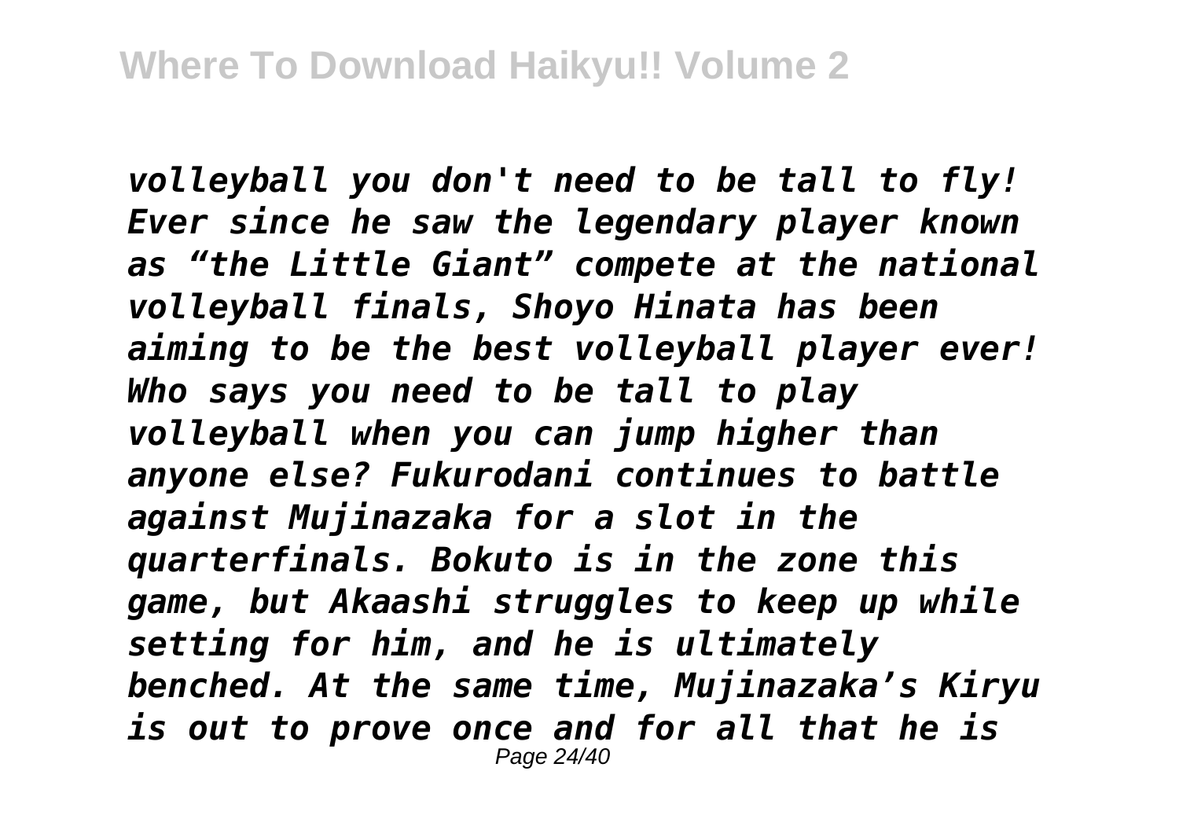*volleyball you don't need to be tall to fly! Ever since he saw the legendary player known as “the Little Giant” compete at the national volleyball finals, Shoyo Hinata has been aiming to be the best volleyball player ever! Who says you need to be tall to play volleyball when you can jump higher than anyone else? Fukurodani continues to battle against Mujinazaka for a slot in the quarterfinals. Bokuto is in the zone this game, but Akaashi struggles to keep up while setting for him, and he is ultimately benched. At the same time, Mujinazaka’s Kiryu is out to prove once and for all that he is*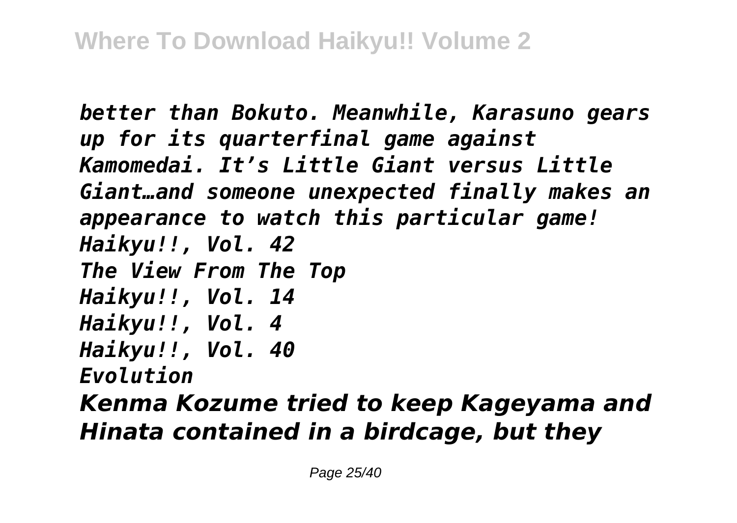*better than Bokuto. Meanwhile, Karasuno gears up for its quarterfinal game against Kamomedai. It’s Little Giant versus Little Giant…and someone unexpected finally makes an appearance to watch this particular game!*
*Haikyu!!, Vol. 42*
*The View From The Top*
*Haikyu!!, Vol. 14*
*Haikyu!!, Vol. 4*
*Haikyu!!, Vol. 40*
*Evolution*
***Kenma Kozume tried to keep Kageyama and Hinata contained in a birdcage, but they***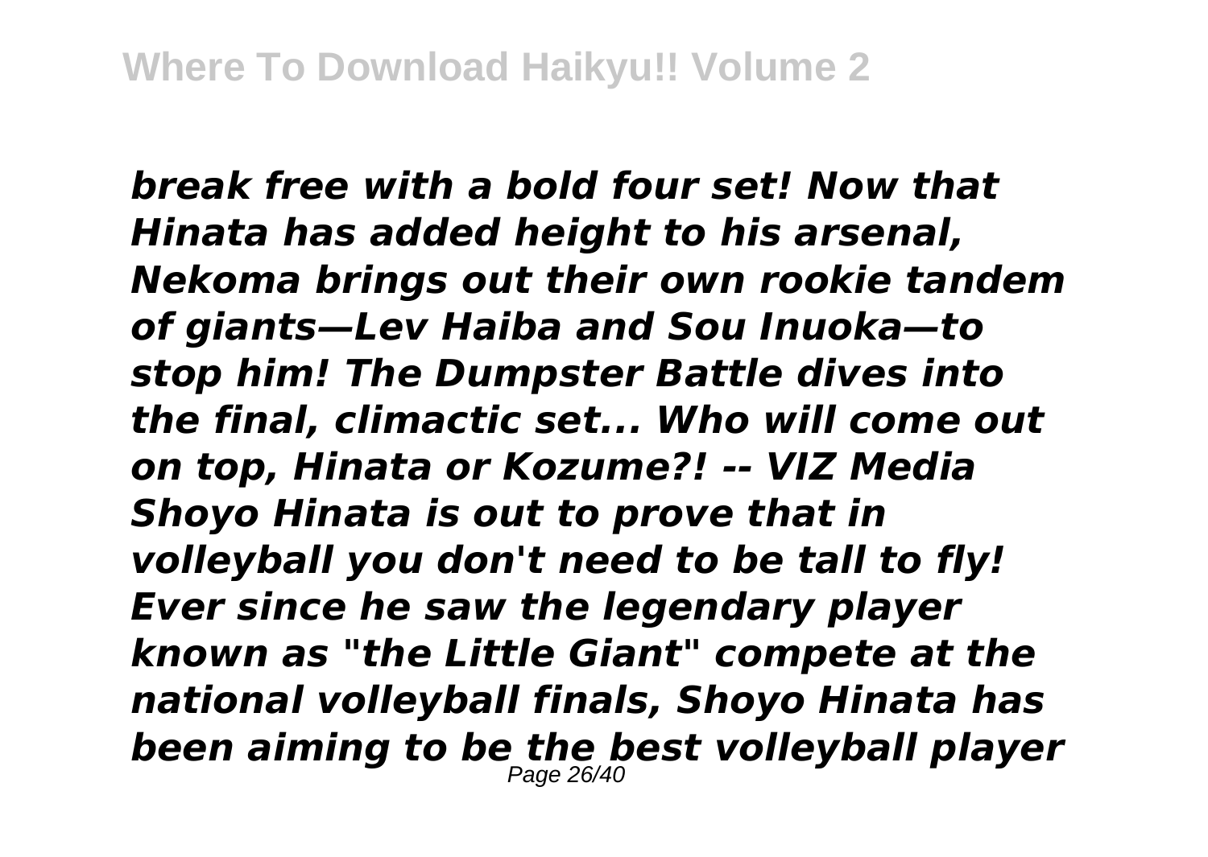*break free with a bold four set! Now that Hinata has added height to his arsenal, Nekoma brings out their own rookie tandem of giants—Lev Haiba and Sou Inuoka—to stop him! The Dumpster Battle dives into the final, climactic set... Who will come out on top, Hinata or Kozume?! -- VIZ Media*
*Shoyo Hinata is out to prove that in volleyball you don't need to be tall to fly! Ever since he saw the legendary player known as "the Little Giant" compete at the national volleyball finals, Shoyo Hinata has been aiming to be the best volleyball player*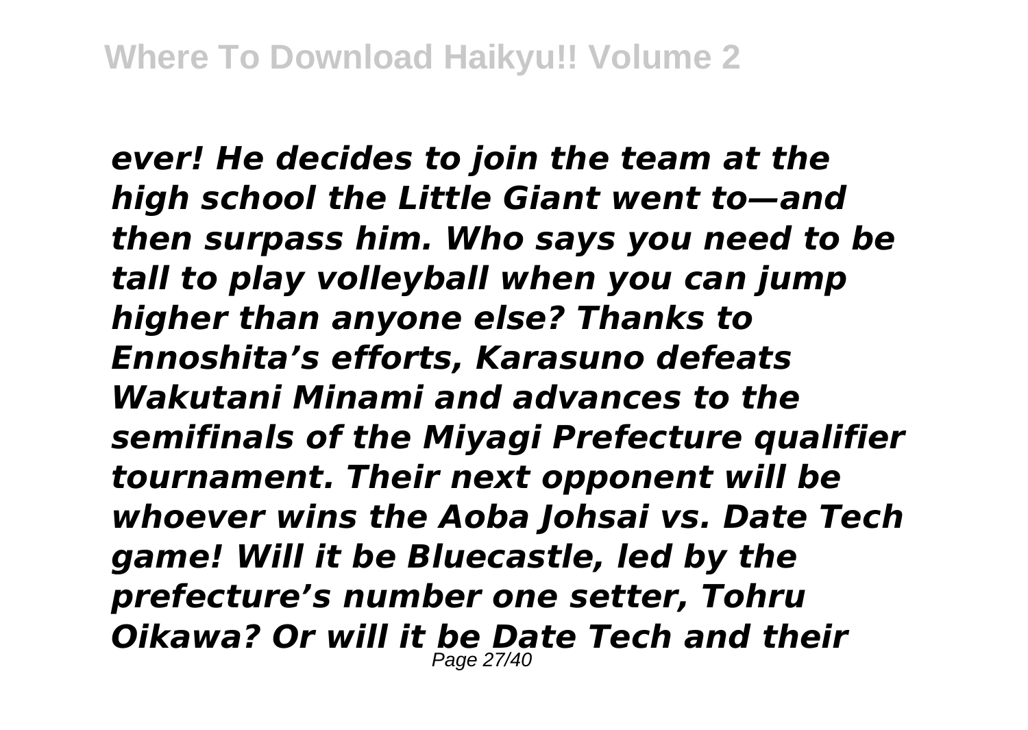*ever! He decides to join the team at the high school the Little Giant went to—and then surpass him. Who says you need to be tall to play volleyball when you can jump higher than anyone else? Thanks to Ennoshita's efforts, Karasuno defeats Wakutani Minami and advances to the semifinals of the Miyagi Prefecture qualifier tournament. Their next opponent will be whoever wins the Aoba Johsai vs. Date Tech game! Will it be Bluecastle, led by the prefecture's number one setter, Tohru Oikawa? Or will it be Date Tech and their*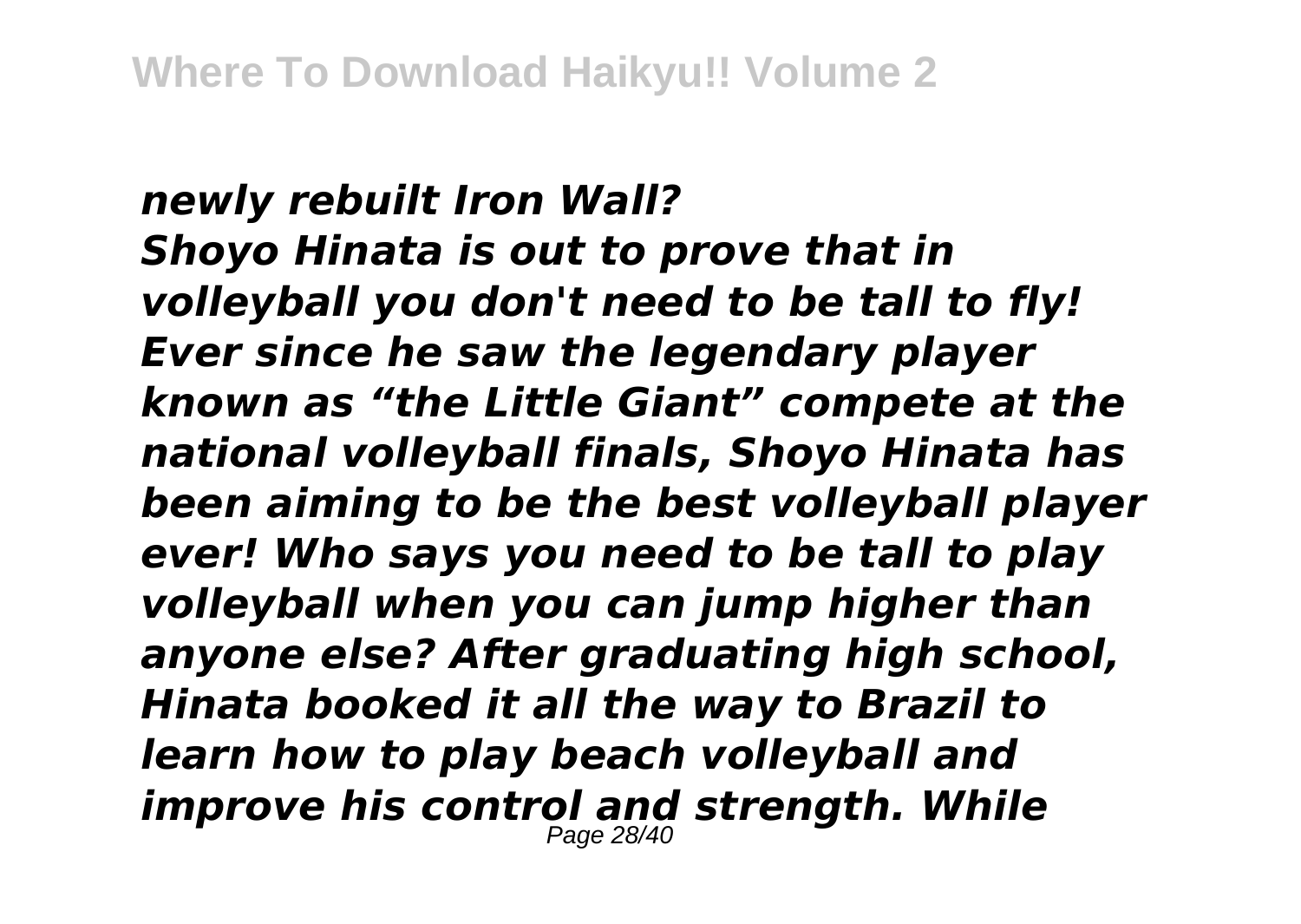*newly rebuilt Iron Wall?*
*Shoyo Hinata is out to prove that in volleyball you don't need to be tall to fly! Ever since he saw the legendary player known as "the Little Giant" compete at the national volleyball finals, Shoyo Hinata has been aiming to be the best volleyball player ever! Who says you need to be tall to play volleyball when you can jump higher than anyone else? After graduating high school, Hinata booked it all the way to Brazil to learn how to play beach volleyball and improve his control and strength. While*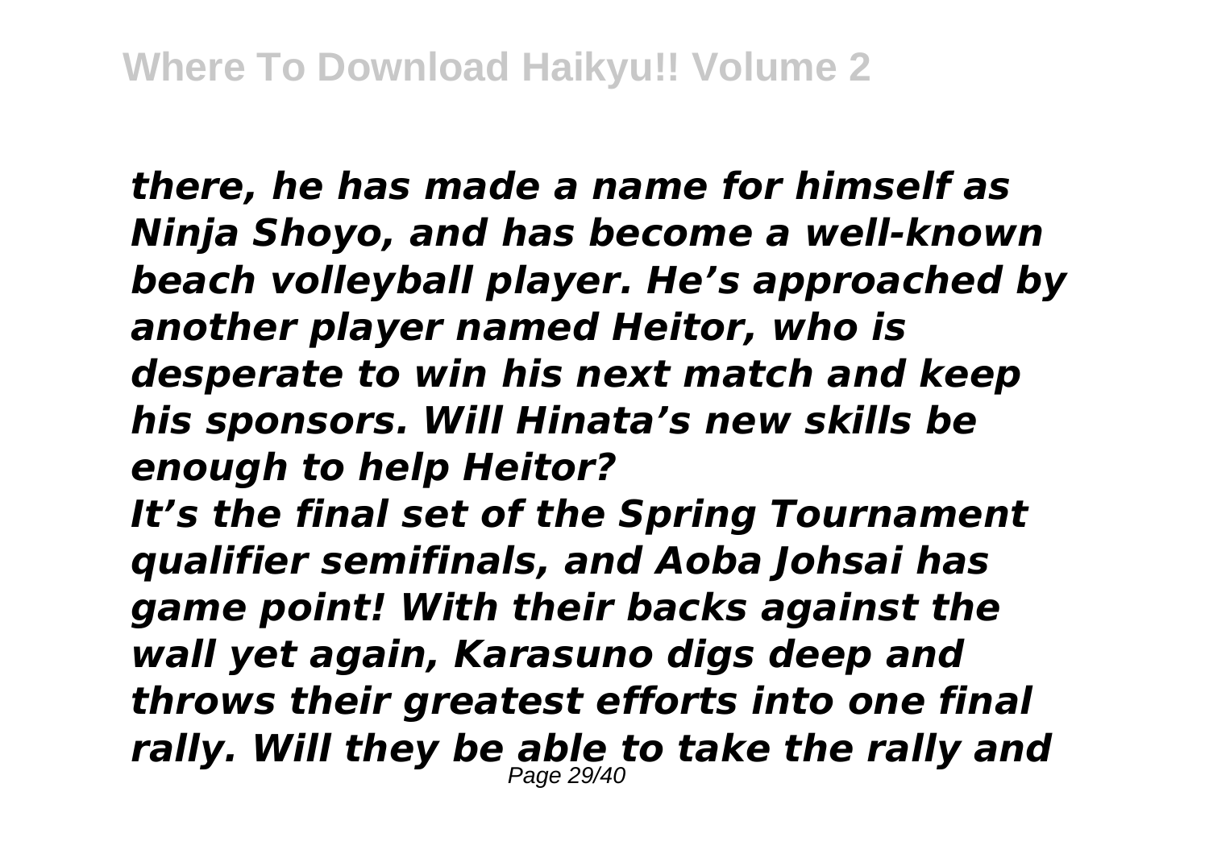*there, he has made a name for himself as Ninja Shoyo, and has become a well-known beach volleyball player. He's approached by another player named Heitor, who is desperate to win his next match and keep his sponsors. Will Hinata's new skills be enough to help Heitor?*

*It's the final set of the Spring Tournament qualifier semifinals, and Aoba Johsai has game point! With their backs against the wall yet again, Karasuno digs deep and throws their greatest efforts into one final rally. Will they be able to take the rally and*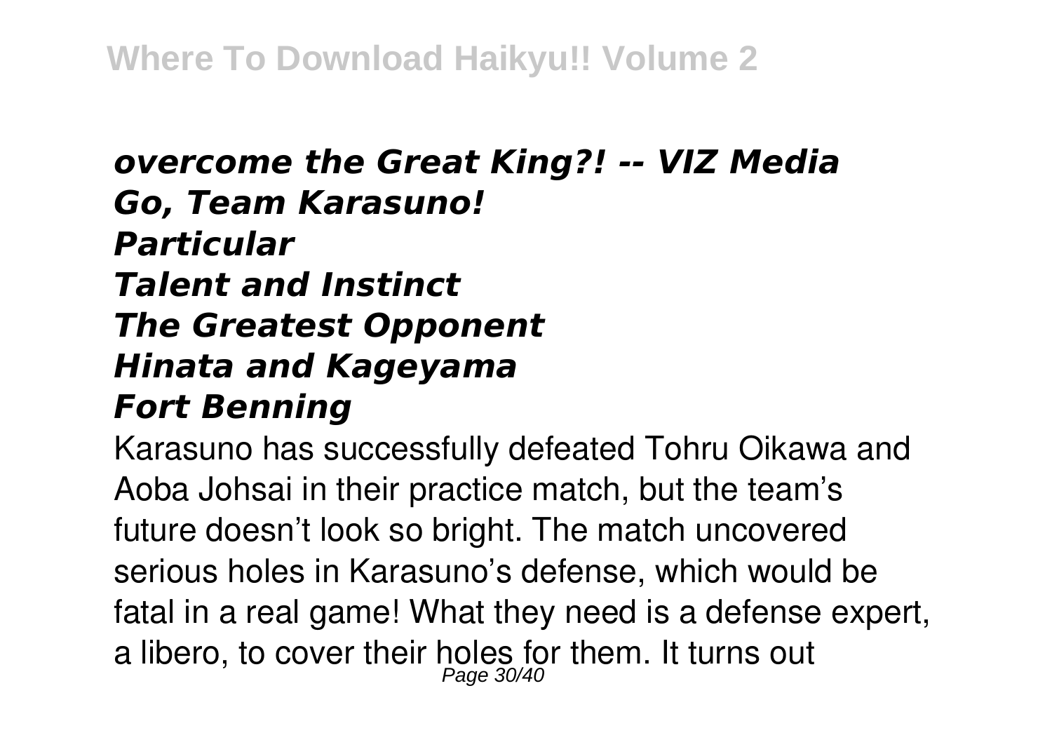***overcome the Great King?! -- VIZ Media***
***Go, Team Karasuno!***
***Particular***
***Talent and Instinct***
***The Greatest Opponent***
***Hinata and Kageyama***
***Fort Benning***

Karasuno has successfully defeated Tohru Oikawa and Aoba Johsai in their practice match, but the team's future doesn't look so bright. The match uncovered serious holes in Karasuno's defense, which would be fatal in a real game! What they need is a defense expert, a libero, to cover their holes for them. It turns out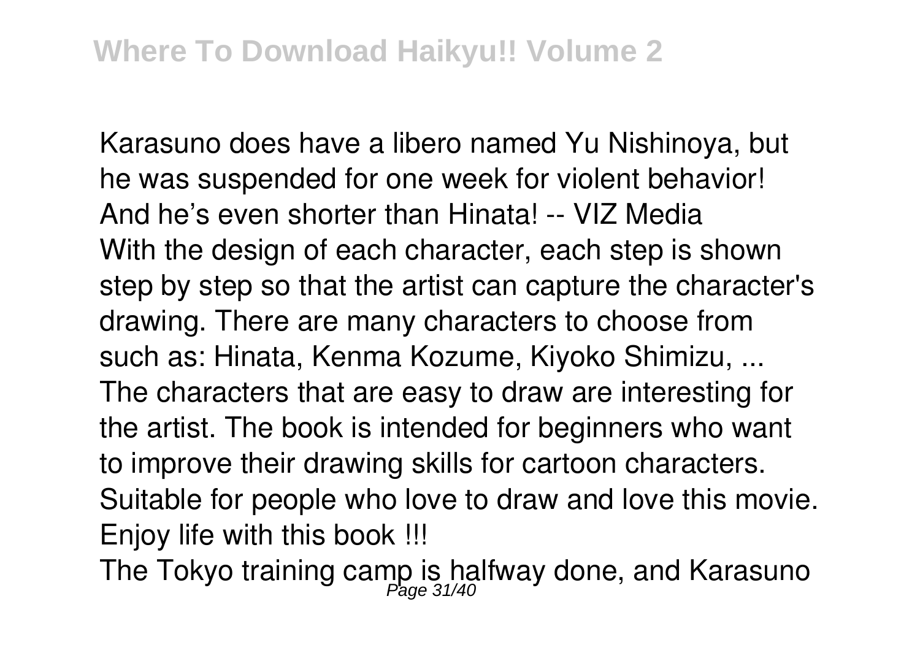Karasuno does have a libero named Yu Nishinoya, but he was suspended for one week for violent behavior! And he’s even shorter than Hinata! -- VIZ Media
With the design of each character, each step is shown step by step so that the artist can capture the character's drawing. There are many characters to choose from such as: Hinata, Kenma Kozume, Kiyoko Shimizu, ... The characters that are easy to draw are interesting for the artist. The book is intended for beginners who want to improve their drawing skills for cartoon characters. Suitable for people who love to draw and love this movie. Enjoy life with this book !!!
The Tokyo training camp is halfway done, and Karasuno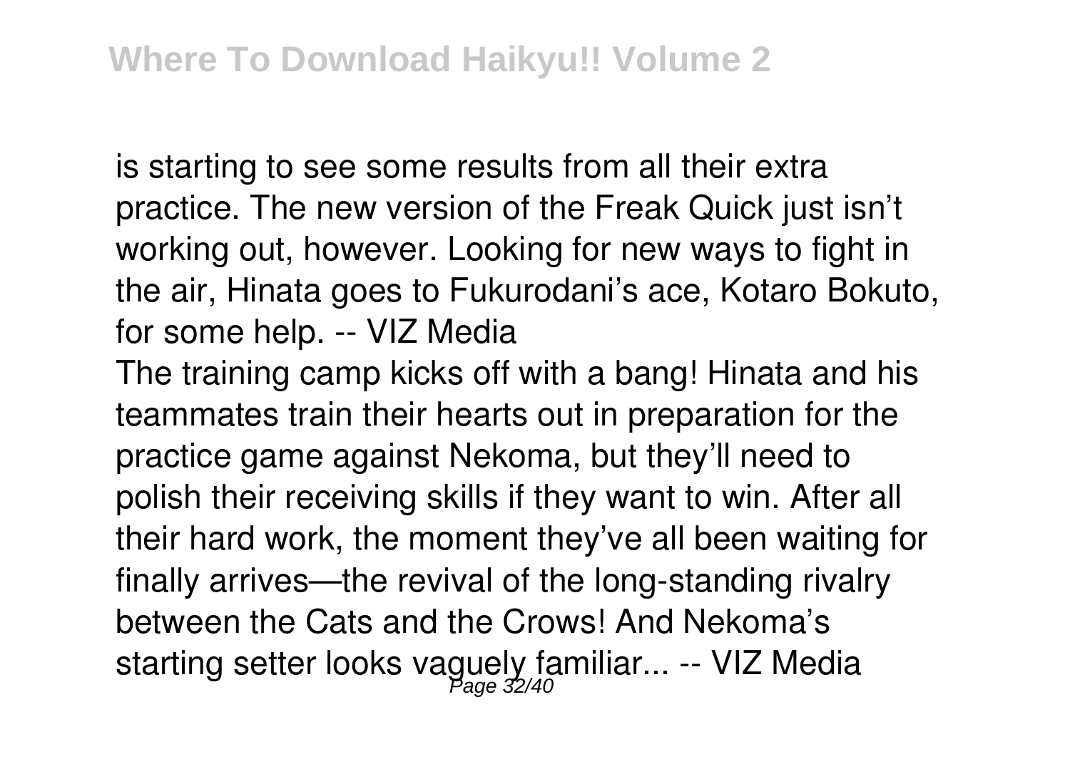is starting to see some results from all their extra practice. The new version of the Freak Quick just isn't working out, however. Looking for new ways to fight in the air, Hinata goes to Fukurodani's ace, Kotaro Bokuto, for some help. -- VIZ Media

The training camp kicks off with a bang! Hinata and his teammates train their hearts out in preparation for the practice game against Nekoma, but they'll need to polish their receiving skills if they want to win. After all their hard work, the moment they've all been waiting for finally arrives—the revival of the long-standing rivalry between the Cats and the Crows! And Nekoma's starting setter looks vaguely familiar... -- VIZ Media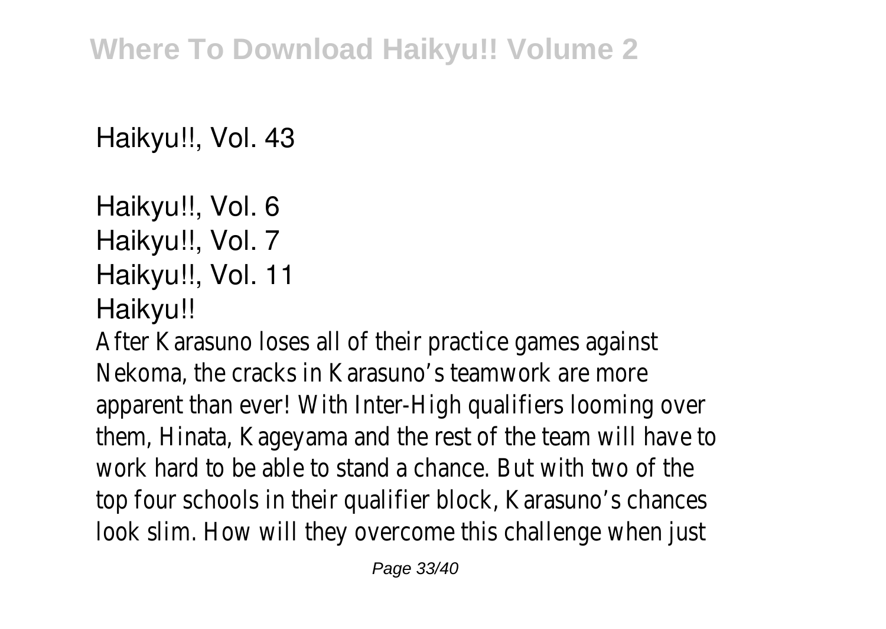Haikyu!!, Vol. 43

Haikyu!!, Vol. 6
Haikyu!!, Vol. 7
Haikyu!!, Vol. 11
Haikyu!!

After Karasuno loses all of their practice games against Nekoma, the cracks in Karasuno's teamwork are more apparent than ever! With Inter-High qualifiers looming over them, Hinata, Kageyama and the rest of the team will have to work hard to be able to stand a chance. But with two of the top four schools in their qualifier block, Karasuno's chances look slim. How will they overcome this challenge when just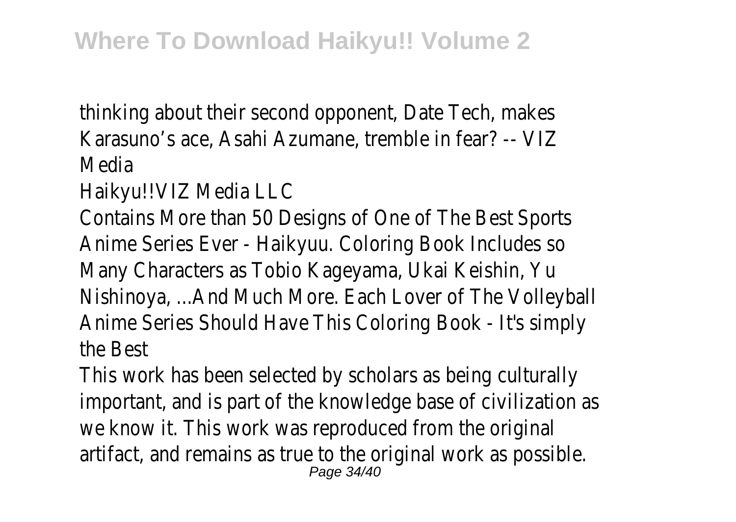thinking about their second opponent, Date Tech, makes Karasuno's ace, Asahi Azumane, tremble in fear? -- VIZ Media

Haikyu!!VIZ Media LLC

Contains More than 50 Designs of One of The Best Sports Anime Series Ever - Haikyuu. Coloring Book Includes so Many Characters as Tobio Kageyama, Ukai Keishin, Yu Nishinoya, ...And Much More. Each Lover of The Volleyball Anime Series Should Have This Coloring Book - It's simply the Best

This work has been selected by scholars as being culturally important, and is part of the knowledge base of civilization as we know it. This work was reproduced from the original artifact, and remains as true to the original work as possible.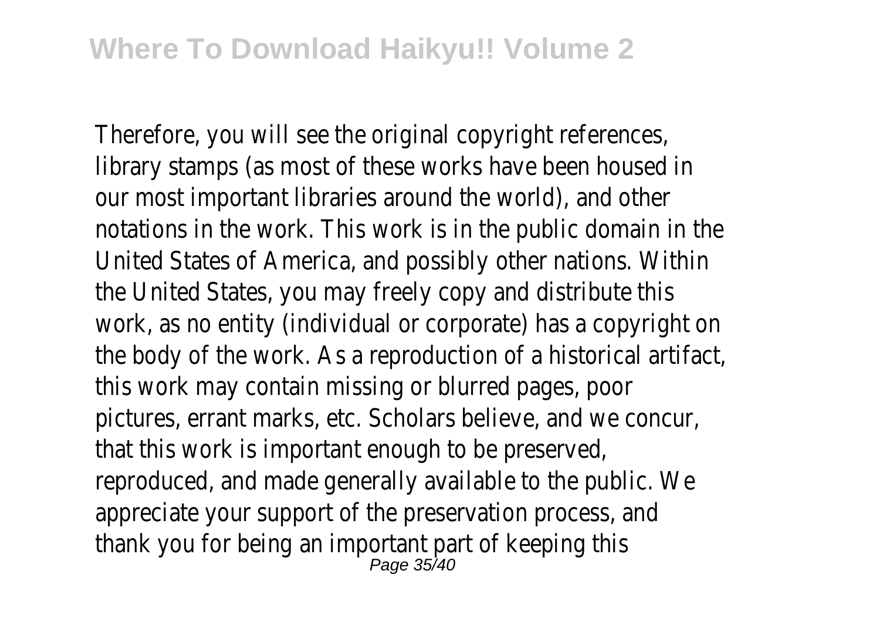Therefore, you will see the original copyright references, library stamps (as most of these works have been housed in our most important libraries around the world), and other notations in the work. This work is in the public domain in the United States of America, and possibly other nations. Within the United States, you may freely copy and distribute this work, as no entity (individual or corporate) has a copyright on the body of the work. As a reproduction of a historical artifact, this work may contain missing or blurred pages, poor pictures, errant marks, etc. Scholars believe, and we concur, that this work is important enough to be preserved, reproduced, and made generally available to the public. We appreciate your support of the preservation process, and thank you for being an important part of keeping this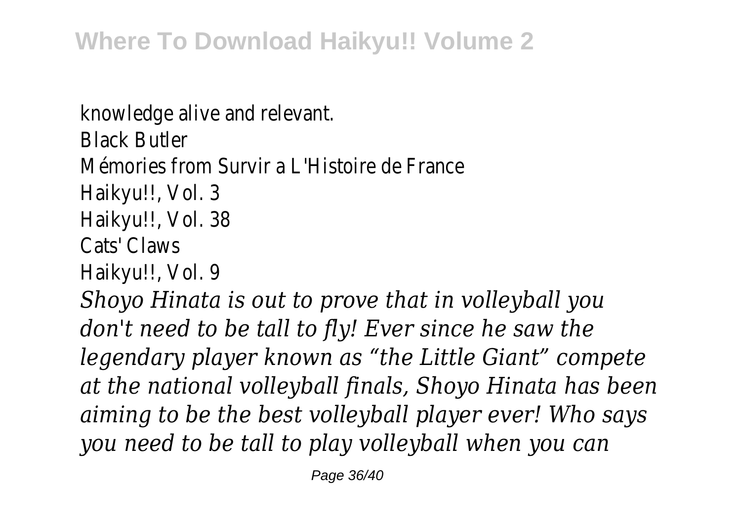knowledge alive and relevant.

Black Butler

Mémories from Survir a L'Histoire de France

Haikyu!!, Vol. 3

Haikyu!!, Vol. 38

Cats' Claws

Haikyu!!, Vol. 9

*Shoyo Hinata is out to prove that in volleyball you don't need to be tall to fly! Ever since he saw the legendary player known as "the Little Giant" compete at the national volleyball finals, Shoyo Hinata has been aiming to be the best volleyball player ever! Who says you need to be tall to play volleyball when you can*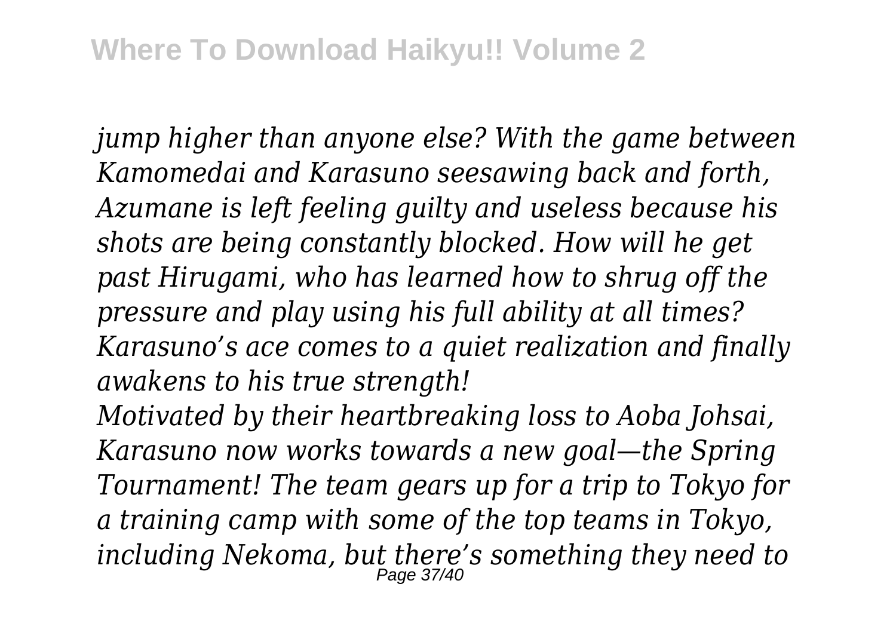*jump higher than anyone else? With the game between Kamomedai and Karasuno seesawing back and forth, Azumane is left feeling guilty and useless because his shots are being constantly blocked. How will he get past Hirugami, who has learned how to shrug off the pressure and play using his full ability at all times? Karasuno's ace comes to a quiet realization and finally awakens to his true strength!*

*Motivated by their heartbreaking loss to Aoba Johsai, Karasuno now works towards a new goal—the Spring Tournament! The team gears up for a trip to Tokyo for a training camp with some of the top teams in Tokyo, including Nekoma, but there's something they need to*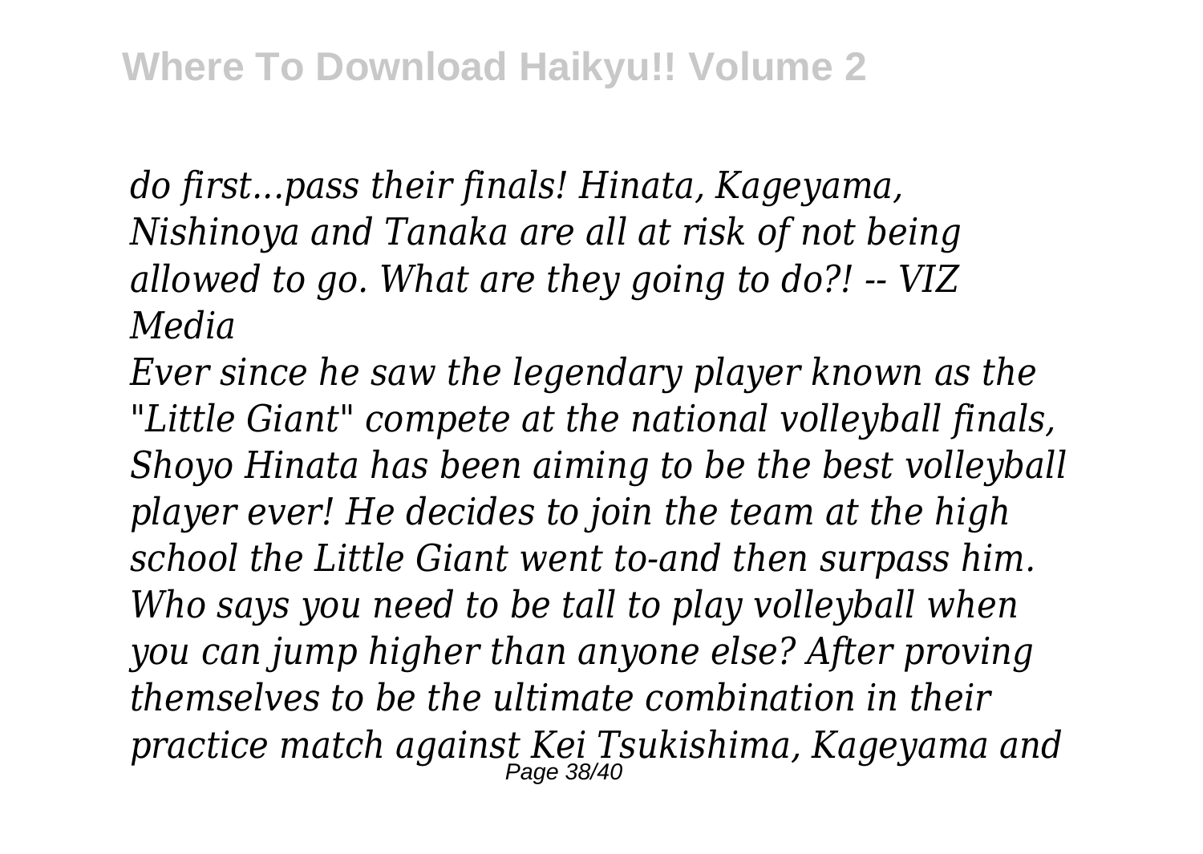*do first...pass their finals! Hinata, Kageyama, Nishinoya and Tanaka are all at risk of not being allowed to go. What are they going to do?! -- VIZ Media*

*Ever since he saw the legendary player known as the "Little Giant" compete at the national volleyball finals, Shoyo Hinata has been aiming to be the best volleyball player ever! He decides to join the team at the high school the Little Giant went to-and then surpass him. Who says you need to be tall to play volleyball when you can jump higher than anyone else? After proving themselves to be the ultimate combination in their practice match against Kei Tsukishima, Kageyama and*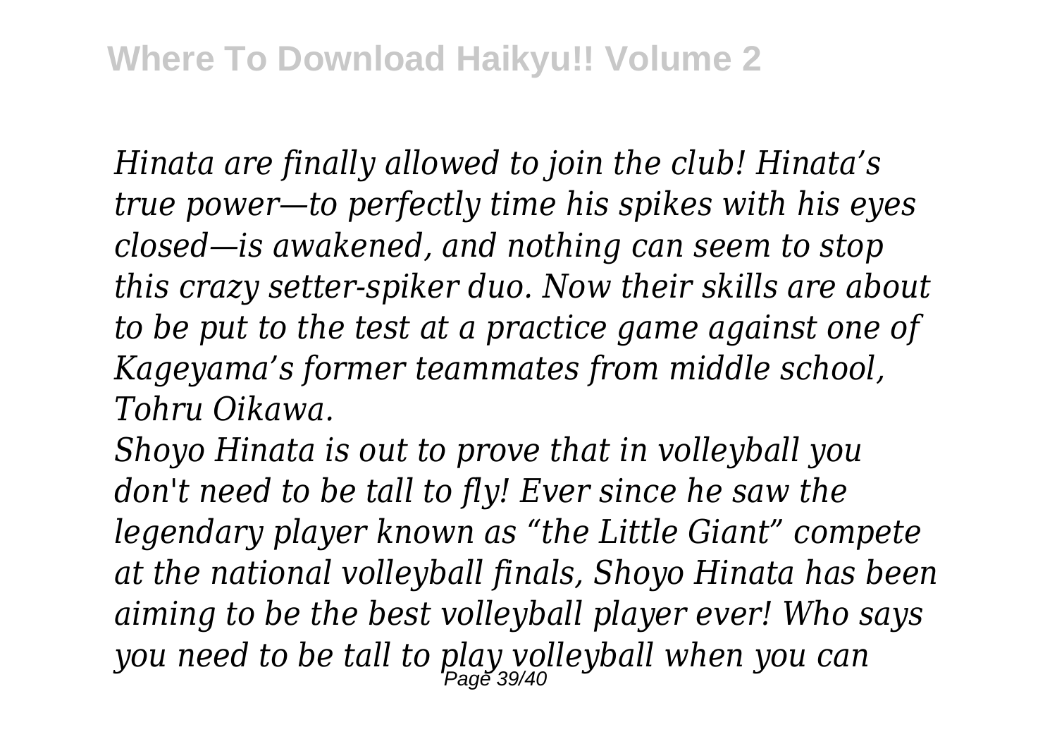*Hinata are finally allowed to join the club! Hinata's true power—to perfectly time his spikes with his eyes closed—is awakened, and nothing can seem to stop this crazy setter-spiker duo. Now their skills are about to be put to the test at a practice game against one of Kageyama's former teammates from middle school, Tohru Oikawa.*

*Shoyo Hinata is out to prove that in volleyball you don't need to be tall to fly! Ever since he saw the legendary player known as "the Little Giant" compete at the national volleyball finals, Shoyo Hinata has been aiming to be the best volleyball player ever! Who says you need to be tall to play volleyball when you can*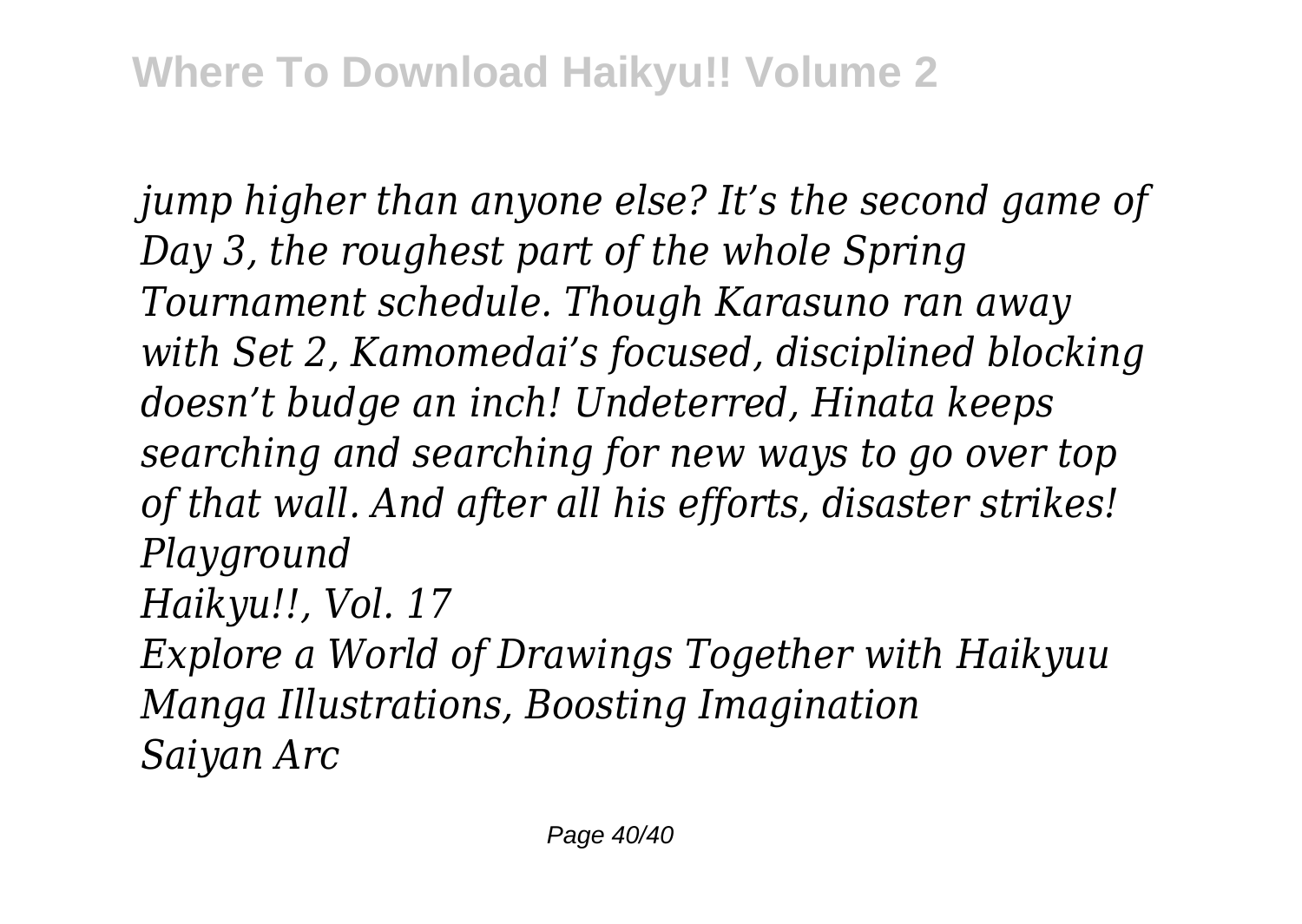*jump higher than anyone else? It's the second game of Day 3, the roughest part of the whole Spring Tournament schedule. Though Karasuno ran away with Set 2, Kamomedai's focused, disciplined blocking doesn't budge an inch! Undeterred, Hinata keeps searching and searching for new ways to go over top of that wall. And after all his efforts, disaster strikes!*

*Playground*

*Haikyu!!, Vol. 17*

*Explore a World of Drawings Together with Haikyuu Manga Illustrations, Boosting Imagination*

*Saiyan Arc*